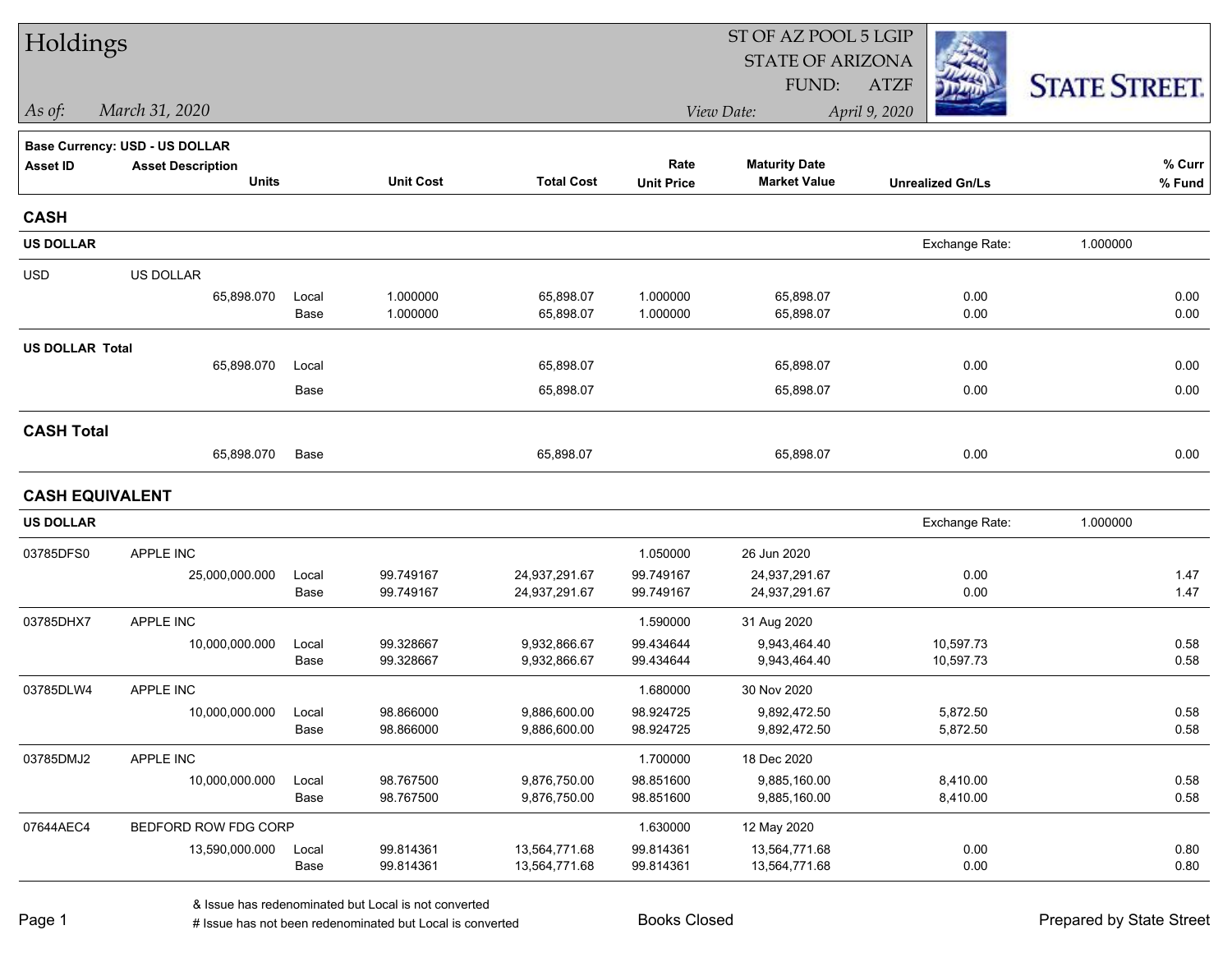# Holdings

ST OF AZ POOL 5 LGIP
STATE OF ARIZONA
FUND: ATZF

STATE STREET.

*As of:* *March 31, 2020*

*View Date:* *April 9, 2020*

**Base Currency: USD - US DOLLAR**

| Asset ID | Asset Description / Units | | Unit Cost | Total Cost | Rate / Unit Price | Maturity Date / Market Value | Unrealized Gn/Ls | % Curr / % Fund |
|---|---|---|---|---|---|---|---|---|
| **CASH** | | | | | | | | |
| **US DOLLAR** | | | | | | | Exchange Rate: | 1.000000 |
| USD | US DOLLAR | | | | | | | |
| | 65,898.070 | Local | 1.000000 | 65,898.07 | 1.000000 | 65,898.07 | 0.00 | 0.00 |
| | | Base | 1.000000 | 65,898.07 | 1.000000 | 65,898.07 | 0.00 | 0.00 |
| **US DOLLAR Total** | | | | | | | | |
| | 65,898.070 | Local | | 65,898.07 | | 65,898.07 | 0.00 | 0.00 |
| | | Base | | 65,898.07 | | 65,898.07 | 0.00 | 0.00 |
| **CASH Total** | | | | | | | | |
| | 65,898.070 | Base | | 65,898.07 | | 65,898.07 | 0.00 | 0.00 |
| **CASH EQUIVALENT** | | | | | | | | |
| **US DOLLAR** | | | | | | | Exchange Rate: | 1.000000 |
| 03785DFS0 | APPLE INC | | | | 1.050000 | 26 Jun 2020 | | |
| | 25,000,000.000 | Local | 99.749167 | 24,937,291.67 | 99.749167 | 24,937,291.67 | 0.00 | 1.47 |
| | | Base | 99.749167 | 24,937,291.67 | 99.749167 | 24,937,291.67 | 0.00 | 1.47 |
| 03785DHX7 | APPLE INC | | | | 1.590000 | 31 Aug 2020 | | |
| | 10,000,000.000 | Local | 99.328667 | 9,932,866.67 | 99.434644 | 9,943,464.40 | 10,597.73 | 0.58 |
| | | Base | 99.328667 | 9,932,866.67 | 99.434644 | 9,943,464.40 | 10,597.73 | 0.58 |
| 03785DLW4 | APPLE INC | | | | 1.680000 | 30 Nov 2020 | | |
| | 10,000,000.000 | Local | 98.866000 | 9,886,600.00 | 98.924725 | 9,892,472.50 | 5,872.50 | 0.58 |
| | | Base | 98.866000 | 9,886,600.00 | 98.924725 | 9,892,472.50 | 5,872.50 | 0.58 |
| 03785DMJ2 | APPLE INC | | | | 1.700000 | 18 Dec 2020 | | |
| | 10,000,000.000 | Local | 98.767500 | 9,876,750.00 | 98.851600 | 9,885,160.00 | 8,410.00 | 0.58 |
| | | Base | 98.767500 | 9,876,750.00 | 98.851600 | 9,885,160.00 | 8,410.00 | 0.58 |
| 07644AEC4 | BEDFORD ROW FDG CORP | | | | 1.630000 | 12 May 2020 | | |
| | 13,590,000.000 | Local | 99.814361 | 13,564,771.68 | 99.814361 | 13,564,771.68 | 0.00 | 0.80 |
| | | Base | 99.814361 | 13,564,771.68 | 99.814361 | 13,564,771.68 | 0.00 | 0.80 |

& Issue has redenominated but Local is not converted
# Issue has not been redenominated but Local is converted

Books Closed

Prepared by State Street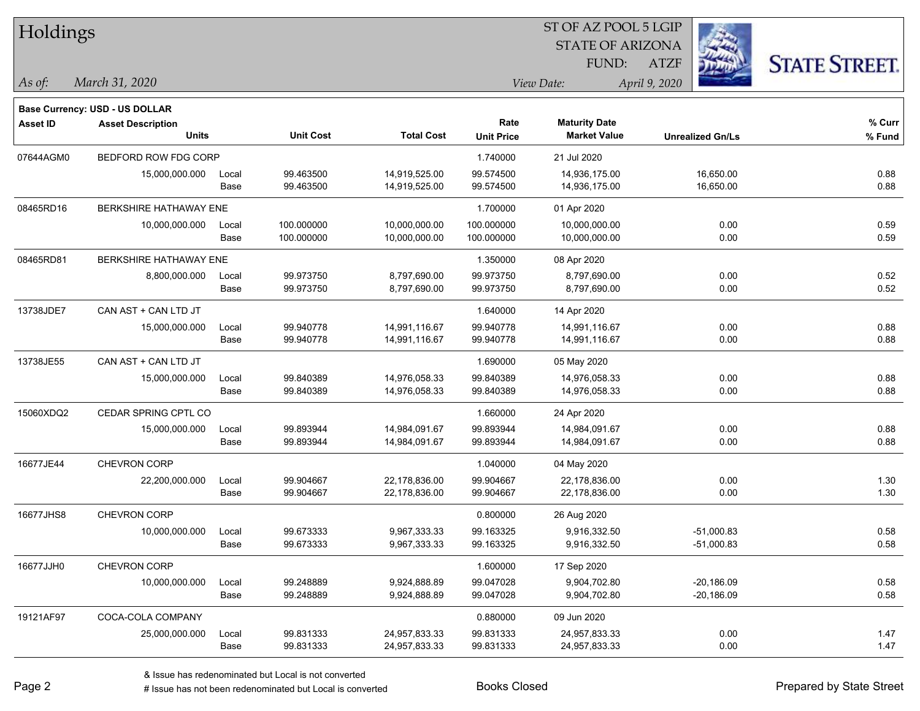# Holdings

ST OF AZ POOL 5 LGIP
STATE OF ARIZONA
FUND: ATZF

*As of:* *March 31, 2020*

*View Date:* *April 9, 2020*

STATE STREET

**Base Currency: USD - US DOLLAR**

| Asset ID | Asset Description / Units | | Unit Cost | Total Cost | Rate / Unit Price | Maturity Date / Market Value | Unrealized Gn/Ls | % Curr / % Fund |
|---|---|---|---|---|---|---|---|---|
| 07644AGM0 | BEDFORD ROW FDG CORP | | | | 1.740000 | 21 Jul 2020 | | |
| | 15,000,000.000 | Local | 99.463500 | 14,919,525.00 | 99.574500 | 14,936,175.00 | 16,650.00 | 0.88 |
| | | Base | 99.463500 | 14,919,525.00 | 99.574500 | 14,936,175.00 | 16,650.00 | 0.88 |
| 08465RD16 | BERKSHIRE HATHAWAY ENE | | | | 1.700000 | 01 Apr 2020 | | |
| | 10,000,000.000 | Local | 100.000000 | 10,000,000.00 | 100.000000 | 10,000,000.00 | 0.00 | 0.59 |
| | | Base | 100.000000 | 10,000,000.00 | 100.000000 | 10,000,000.00 | 0.00 | 0.59 |
| 08465RD81 | BERKSHIRE HATHAWAY ENE | | | | 1.350000 | 08 Apr 2020 | | |
| | 8,800,000.000 | Local | 99.973750 | 8,797,690.00 | 99.973750 | 8,797,690.00 | 0.00 | 0.52 |
| | | Base | 99.973750 | 8,797,690.00 | 99.973750 | 8,797,690.00 | 0.00 | 0.52 |
| 13738JDE7 | CAN AST + CAN LTD JT | | | | 1.640000 | 14 Apr 2020 | | |
| | 15,000,000.000 | Local | 99.940778 | 14,991,116.67 | 99.940778 | 14,991,116.67 | 0.00 | 0.88 |
| | | Base | 99.940778 | 14,991,116.67 | 99.940778 | 14,991,116.67 | 0.00 | 0.88 |
| 13738JE55 | CAN AST + CAN LTD JT | | | | 1.690000 | 05 May 2020 | | |
| | 15,000,000.000 | Local | 99.840389 | 14,976,058.33 | 99.840389 | 14,976,058.33 | 0.00 | 0.88 |
| | | Base | 99.840389 | 14,976,058.33 | 99.840389 | 14,976,058.33 | 0.00 | 0.88 |
| 15060XDQ2 | CEDAR SPRING CPTL CO | | | | 1.660000 | 24 Apr 2020 | | |
| | 15,000,000.000 | Local | 99.893944 | 14,984,091.67 | 99.893944 | 14,984,091.67 | 0.00 | 0.88 |
| | | Base | 99.893944 | 14,984,091.67 | 99.893944 | 14,984,091.67 | 0.00 | 0.88 |
| 16677JE44 | CHEVRON CORP | | | | 1.040000 | 04 May 2020 | | |
| | 22,200,000.000 | Local | 99.904667 | 22,178,836.00 | 99.904667 | 22,178,836.00 | 0.00 | 1.30 |
| | | Base | 99.904667 | 22,178,836.00 | 99.904667 | 22,178,836.00 | 0.00 | 1.30 |
| 16677JHS8 | CHEVRON CORP | | | | 0.800000 | 26 Aug 2020 | | |
| | 10,000,000.000 | Local | 99.673333 | 9,967,333.33 | 99.163325 | 9,916,332.50 | -51,000.83 | 0.58 |
| | | Base | 99.673333 | 9,967,333.33 | 99.163325 | 9,916,332.50 | -51,000.83 | 0.58 |
| 16677JJH0 | CHEVRON CORP | | | | 1.600000 | 17 Sep 2020 | | |
| | 10,000,000.000 | Local | 99.248889 | 9,924,888.89 | 99.047028 | 9,904,702.80 | -20,186.09 | 0.58 |
| | | Base | 99.248889 | 9,924,888.89 | 99.047028 | 9,904,702.80 | -20,186.09 | 0.58 |
| 19121AF97 | COCA-COLA COMPANY | | | | 0.880000 | 09 Jun 2020 | | |
| | 25,000,000.000 | Local | 99.831333 | 24,957,833.33 | 99.831333 | 24,957,833.33 | 0.00 | 1.47 |
| | | Base | 99.831333 | 24,957,833.33 | 99.831333 | 24,957,833.33 | 0.00 | 1.47 |

& Issue has redenominated but Local is not converted
# Issue has not been redenominated but Local is converted

Books Closed

Prepared by State Street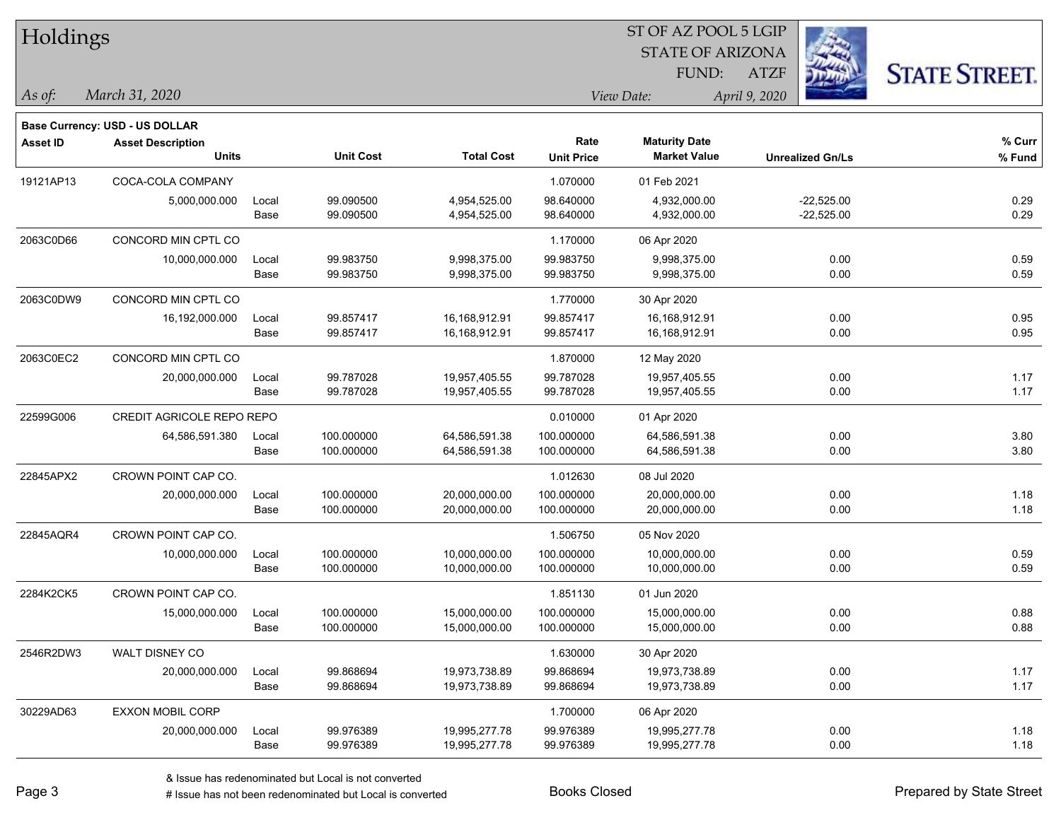# Holdings

ST OF AZ POOL 5 LGIP
STATE OF ARIZONA
FUND: ATZF

*As of:* *March 31, 2020*
*View Date:* *April 9, 2020*

**Base Currency: USD - US DOLLAR**

| Asset ID | Asset Description / Units | | Unit Cost | Total Cost | Rate / Unit Price | Maturity Date / Market Value | Unrealized Gn/Ls | % Curr / % Fund |
|---|---|---|---|---|---|---|---|---|
| 19121AP13 | COCA-COLA COMPANY | | | | 1.070000 | 01 Feb 2021 | | |
| | 5,000,000.000 | Local | 99.090500 | 4,954,525.00 | 98.640000 | 4,932,000.00 | -22,525.00 | 0.29 |
| | | Base | 99.090500 | 4,954,525.00 | 98.640000 | 4,932,000.00 | -22,525.00 | 0.29 |
| 2063C0D66 | CONCORD MIN CPTL CO | | | | 1.170000 | 06 Apr 2020 | | |
| | 10,000,000.000 | Local | 99.983750 | 9,998,375.00 | 99.983750 | 9,998,375.00 | 0.00 | 0.59 |
| | | Base | 99.983750 | 9,998,375.00 | 99.983750 | 9,998,375.00 | 0.00 | 0.59 |
| 2063C0DW9 | CONCORD MIN CPTL CO | | | | 1.770000 | 30 Apr 2020 | | |
| | 16,192,000.000 | Local | 99.857417 | 16,168,912.91 | 99.857417 | 16,168,912.91 | 0.00 | 0.95 |
| | | Base | 99.857417 | 16,168,912.91 | 99.857417 | 16,168,912.91 | 0.00 | 0.95 |
| 2063C0EC2 | CONCORD MIN CPTL CO | | | | 1.870000 | 12 May 2020 | | |
| | 20,000,000.000 | Local | 99.787028 | 19,957,405.55 | 99.787028 | 19,957,405.55 | 0.00 | 1.17 |
| | | Base | 99.787028 | 19,957,405.55 | 99.787028 | 19,957,405.55 | 0.00 | 1.17 |
| 22599G006 | CREDIT AGRICOLE REPO REPO | | | | 0.010000 | 01 Apr 2020 | | |
| | 64,586,591.380 | Local | 100.000000 | 64,586,591.38 | 100.000000 | 64,586,591.38 | 0.00 | 3.80 |
| | | Base | 100.000000 | 64,586,591.38 | 100.000000 | 64,586,591.38 | 0.00 | 3.80 |
| 22845APX2 | CROWN POINT CAP CO. | | | | 1.012630 | 08 Jul 2020 | | |
| | 20,000,000.000 | Local | 100.000000 | 20,000,000.00 | 100.000000 | 20,000,000.00 | 0.00 | 1.18 |
| | | Base | 100.000000 | 20,000,000.00 | 100.000000 | 20,000,000.00 | 0.00 | 1.18 |
| 22845AQR4 | CROWN POINT CAP CO. | | | | 1.506750 | 05 Nov 2020 | | |
| | 10,000,000.000 | Local | 100.000000 | 10,000,000.00 | 100.000000 | 10,000,000.00 | 0.00 | 0.59 |
| | | Base | 100.000000 | 10,000,000.00 | 100.000000 | 10,000,000.00 | 0.00 | 0.59 |
| 2284K2CK5 | CROWN POINT CAP CO. | | | | 1.851130 | 01 Jun 2020 | | |
| | 15,000,000.000 | Local | 100.000000 | 15,000,000.00 | 100.000000 | 15,000,000.00 | 0.00 | 0.88 |
| | | Base | 100.000000 | 15,000,000.00 | 100.000000 | 15,000,000.00 | 0.00 | 0.88 |
| 2546R2DW3 | WALT DISNEY CO | | | | 1.630000 | 30 Apr 2020 | | |
| | 20,000,000.000 | Local | 99.868694 | 19,973,738.89 | 99.868694 | 19,973,738.89 | 0.00 | 1.17 |
| | | Base | 99.868694 | 19,973,738.89 | 99.868694 | 19,973,738.89 | 0.00 | 1.17 |
| 30229AD63 | EXXON MOBIL CORP | | | | 1.700000 | 06 Apr 2020 | | |
| | 20,000,000.000 | Local | 99.976389 | 19,995,277.78 | 99.976389 | 19,995,277.78 | 0.00 | 1.18 |
| | | Base | 99.976389 | 19,995,277.78 | 99.976389 | 19,995,277.78 | 0.00 | 1.18 |

& Issue has redenominated but Local is not converted
# Issue has not been redenominated but Local is converted

Books Closed

Prepared by State Street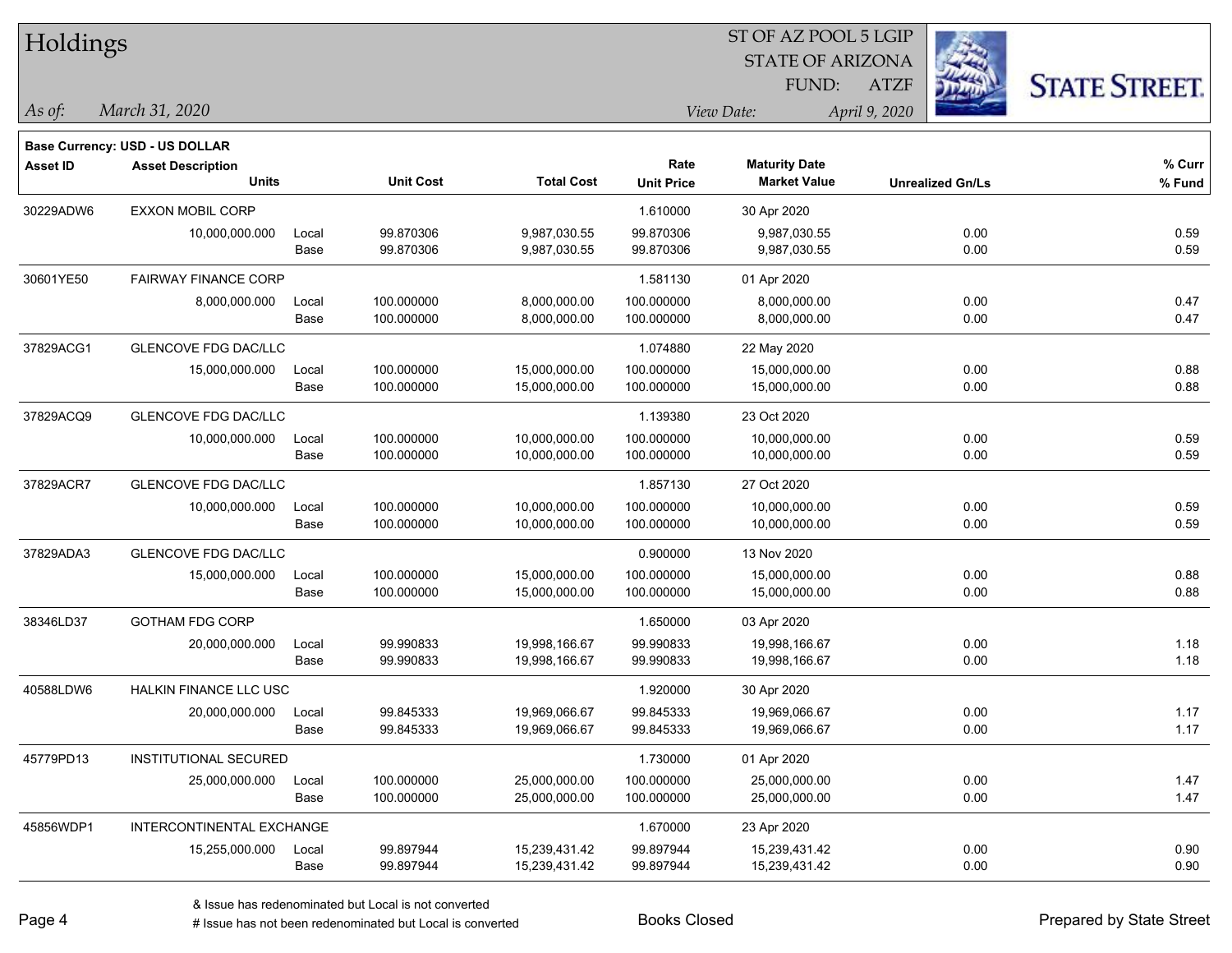# Holdings

ST OF AZ POOL 5 LGIP
STATE OF ARIZONA
FUND: ATZF

*As of:* *March 31, 2020*
*View Date:* *April 9, 2020*

**Base Currency: USD - US DOLLAR**

| Asset ID | Asset Description / Units | | Unit Cost | Total Cost | Rate / Unit Price | Maturity Date / Market Value | Unrealized Gn/Ls | % Curr / % Fund |
|---|---|---|---|---|---|---|---|---|
| 30229ADW6 | EXXON MOBIL CORP | | | | 1.610000 | 30 Apr 2020 | | |
| | 10,000,000.000 | Local | 99.870306 | 9,987,030.55 | 99.870306 | 9,987,030.55 | 0.00 | 0.59 |
| | | Base | 99.870306 | 9,987,030.55 | 99.870306 | 9,987,030.55 | 0.00 | 0.59 |
| 30601YE50 | FAIRWAY FINANCE CORP | | | | 1.581130 | 01 Apr 2020 | | |
| | 8,000,000.000 | Local | 100.000000 | 8,000,000.00 | 100.000000 | 8,000,000.00 | 0.00 | 0.47 |
| | | Base | 100.000000 | 8,000,000.00 | 100.000000 | 8,000,000.00 | 0.00 | 0.47 |
| 37829ACG1 | GLENCOVE FDG DAC/LLC | | | | 1.074880 | 22 May 2020 | | |
| | 15,000,000.000 | Local | 100.000000 | 15,000,000.00 | 100.000000 | 15,000,000.00 | 0.00 | 0.88 |
| | | Base | 100.000000 | 15,000,000.00 | 100.000000 | 15,000,000.00 | 0.00 | 0.88 |
| 37829ACQ9 | GLENCOVE FDG DAC/LLC | | | | 1.139380 | 23 Oct 2020 | | |
| | 10,000,000.000 | Local | 100.000000 | 10,000,000.00 | 100.000000 | 10,000,000.00 | 0.00 | 0.59 |
| | | Base | 100.000000 | 10,000,000.00 | 100.000000 | 10,000,000.00 | 0.00 | 0.59 |
| 37829ACR7 | GLENCOVE FDG DAC/LLC | | | | 1.857130 | 27 Oct 2020 | | |
| | 10,000,000.000 | Local | 100.000000 | 10,000,000.00 | 100.000000 | 10,000,000.00 | 0.00 | 0.59 |
| | | Base | 100.000000 | 10,000,000.00 | 100.000000 | 10,000,000.00 | 0.00 | 0.59 |
| 37829ADA3 | GLENCOVE FDG DAC/LLC | | | | 0.900000 | 13 Nov 2020 | | |
| | 15,000,000.000 | Local | 100.000000 | 15,000,000.00 | 100.000000 | 15,000,000.00 | 0.00 | 0.88 |
| | | Base | 100.000000 | 15,000,000.00 | 100.000000 | 15,000,000.00 | 0.00 | 0.88 |
| 38346LD37 | GOTHAM FDG CORP | | | | 1.650000 | 03 Apr 2020 | | |
| | 20,000,000.000 | Local | 99.990833 | 19,998,166.67 | 99.990833 | 19,998,166.67 | 0.00 | 1.18 |
| | | Base | 99.990833 | 19,998,166.67 | 99.990833 | 19,998,166.67 | 0.00 | 1.18 |
| 40588LDW6 | HALKIN FINANCE LLC USC | | | | 1.920000 | 30 Apr 2020 | | |
| | 20,000,000.000 | Local | 99.845333 | 19,969,066.67 | 99.845333 | 19,969,066.67 | 0.00 | 1.17 |
| | | Base | 99.845333 | 19,969,066.67 | 99.845333 | 19,969,066.67 | 0.00 | 1.17 |
| 45779PD13 | INSTITUTIONAL SECURED | | | | 1.730000 | 01 Apr 2020 | | |
| | 25,000,000.000 | Local | 100.000000 | 25,000,000.00 | 100.000000 | 25,000,000.00 | 0.00 | 1.47 |
| | | Base | 100.000000 | 25,000,000.00 | 100.000000 | 25,000,000.00 | 0.00 | 1.47 |
| 45856WDP1 | INTERCONTINENTAL EXCHANGE | | | | 1.670000 | 23 Apr 2020 | | |
| | 15,255,000.000 | Local | 99.897944 | 15,239,431.42 | 99.897944 | 15,239,431.42 | 0.00 | 0.90 |
| | | Base | 99.897944 | 15,239,431.42 | 99.897944 | 15,239,431.42 | 0.00 | 0.90 |

& Issue has redenominated but Local is not converted
# Issue has not been redenominated but Local is converted

Books Closed

Prepared by State Street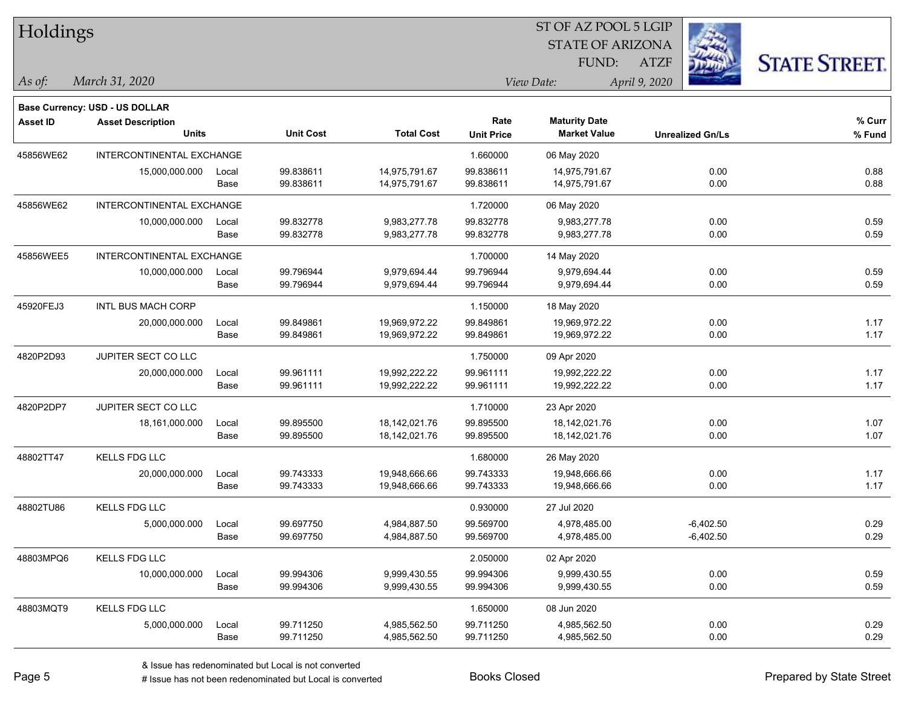# Holdings

ST OF AZ POOL 5 LGIP
STATE OF ARIZONA
FUND: ATZF

*As of:* *March 31, 2020*

*View Date:* *April 9, 2020*

**Base Currency: USD - US DOLLAR**

| Asset ID | Asset Description / Units | | Unit Cost | Total Cost | Rate / Unit Price | Maturity Date / Market Value | Unrealized Gn/Ls | % Curr / % Fund |
|---|---|---|---|---|---|---|---|---|
| 45856WE62 | INTERCONTINENTAL EXCHANGE | | | | 1.660000 | 06 May 2020 | | |
| | 15,000,000.000 | Local | 99.838611 | 14,975,791.67 | 99.838611 | 14,975,791.67 | 0.00 | 0.88 |
| | | Base | 99.838611 | 14,975,791.67 | 99.838611 | 14,975,791.67 | 0.00 | 0.88 |
| 45856WE62 | INTERCONTINENTAL EXCHANGE | | | | 1.720000 | 06 May 2020 | | |
| | 10,000,000.000 | Local | 99.832778 | 9,983,277.78 | 99.832778 | 9,983,277.78 | 0.00 | 0.59 |
| | | Base | 99.832778 | 9,983,277.78 | 99.832778 | 9,983,277.78 | 0.00 | 0.59 |
| 45856WEE5 | INTERCONTINENTAL EXCHANGE | | | | 1.700000 | 14 May 2020 | | |
| | 10,000,000.000 | Local | 99.796944 | 9,979,694.44 | 99.796944 | 9,979,694.44 | 0.00 | 0.59 |
| | | Base | 99.796944 | 9,979,694.44 | 99.796944 | 9,979,694.44 | 0.00 | 0.59 |
| 45920FEJ3 | INTL BUS MACH CORP | | | | 1.150000 | 18 May 2020 | | |
| | 20,000,000.000 | Local | 99.849861 | 19,969,972.22 | 99.849861 | 19,969,972.22 | 0.00 | 1.17 |
| | | Base | 99.849861 | 19,969,972.22 | 99.849861 | 19,969,972.22 | 0.00 | 1.17 |
| 4820P2D93 | JUPITER SECT CO LLC | | | | 1.750000 | 09 Apr 2020 | | |
| | 20,000,000.000 | Local | 99.961111 | 19,992,222.22 | 99.961111 | 19,992,222.22 | 0.00 | 1.17 |
| | | Base | 99.961111 | 19,992,222.22 | 99.961111 | 19,992,222.22 | 0.00 | 1.17 |
| 4820P2DP7 | JUPITER SECT CO LLC | | | | 1.710000 | 23 Apr 2020 | | |
| | 18,161,000.000 | Local | 99.895500 | 18,142,021.76 | 99.895500 | 18,142,021.76 | 0.00 | 1.07 |
| | | Base | 99.895500 | 18,142,021.76 | 99.895500 | 18,142,021.76 | 0.00 | 1.07 |
| 48802TT47 | KELLS FDG LLC | | | | 1.680000 | 26 May 2020 | | |
| | 20,000,000.000 | Local | 99.743333 | 19,948,666.66 | 99.743333 | 19,948,666.66 | 0.00 | 1.17 |
| | | Base | 99.743333 | 19,948,666.66 | 99.743333 | 19,948,666.66 | 0.00 | 1.17 |
| 48802TU86 | KELLS FDG LLC | | | | 0.930000 | 27 Jul 2020 | | |
| | 5,000,000.000 | Local | 99.697750 | 4,984,887.50 | 99.569700 | 4,978,485.00 | -6,402.50 | 0.29 |
| | | Base | 99.697750 | 4,984,887.50 | 99.569700 | 4,978,485.00 | -6,402.50 | 0.29 |
| 48803MPQ6 | KELLS FDG LLC | | | | 2.050000 | 02 Apr 2020 | | |
| | 10,000,000.000 | Local | 99.994306 | 9,999,430.55 | 99.994306 | 9,999,430.55 | 0.00 | 0.59 |
| | | Base | 99.994306 | 9,999,430.55 | 99.994306 | 9,999,430.55 | 0.00 | 0.59 |
| 48803MQT9 | KELLS FDG LLC | | | | 1.650000 | 08 Jun 2020 | | |
| | 5,000,000.000 | Local | 99.711250 | 4,985,562.50 | 99.711250 | 4,985,562.50 | 0.00 | 0.29 |
| | | Base | 99.711250 | 4,985,562.50 | 99.711250 | 4,985,562.50 | 0.00 | 0.29 |

& Issue has redenominated but Local is not converted
# Issue has not been redenominated but Local is converted

Books Closed

Prepared by State Street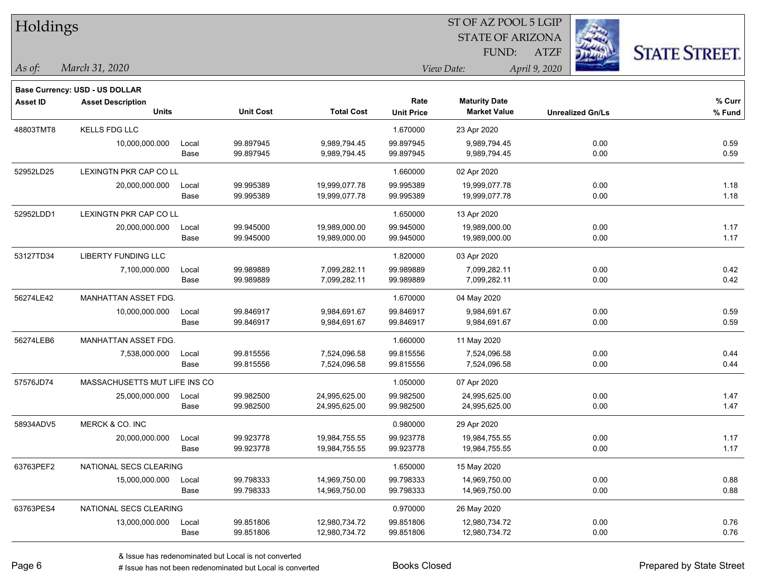# Holdings

ST OF AZ POOL 5 LGIP
STATE OF ARIZONA
FUND: ATZF

*As of:* *March 31, 2020*

*View Date:* *April 9, 2020*

**Base Currency: USD - US DOLLAR**

| Asset ID | Asset Description / Units | | Unit Cost | Total Cost | Rate / Unit Price | Maturity Date / Market Value | Unrealized Gn/Ls | % Curr / % Fund |
|---|---|---|---|---|---|---|---|---|
| 48803TMT8 | KELLS FDG LLC | | | | 1.670000 | 23 Apr 2020 | | |
| | 10,000,000.000 | Local | 99.897945 | 9,989,794.45 | 99.897945 | 9,989,794.45 | 0.00 | 0.59 |
| | | Base | 99.897945 | 9,989,794.45 | 99.897945 | 9,989,794.45 | 0.00 | 0.59 |
| 52952LD25 | LEXINGTN PKR CAP CO LL | | | | 1.660000 | 02 Apr 2020 | | |
| | 20,000,000.000 | Local | 99.995389 | 19,999,077.78 | 99.995389 | 19,999,077.78 | 0.00 | 1.18 |
| | | Base | 99.995389 | 19,999,077.78 | 99.995389 | 19,999,077.78 | 0.00 | 1.18 |
| 52952LDD1 | LEXINGTN PKR CAP CO LL | | | | 1.650000 | 13 Apr 2020 | | |
| | 20,000,000.000 | Local | 99.945000 | 19,989,000.00 | 99.945000 | 19,989,000.00 | 0.00 | 1.17 |
| | | Base | 99.945000 | 19,989,000.00 | 99.945000 | 19,989,000.00 | 0.00 | 1.17 |
| 53127TD34 | LIBERTY FUNDING LLC | | | | 1.820000 | 03 Apr 2020 | | |
| | 7,100,000.000 | Local | 99.989889 | 7,099,282.11 | 99.989889 | 7,099,282.11 | 0.00 | 0.42 |
| | | Base | 99.989889 | 7,099,282.11 | 99.989889 | 7,099,282.11 | 0.00 | 0.42 |
| 56274LE42 | MANHATTAN ASSET FDG. | | | | 1.670000 | 04 May 2020 | | |
| | 10,000,000.000 | Local | 99.846917 | 9,984,691.67 | 99.846917 | 9,984,691.67 | 0.00 | 0.59 |
| | | Base | 99.846917 | 9,984,691.67 | 99.846917 | 9,984,691.67 | 0.00 | 0.59 |
| 56274LEB6 | MANHATTAN ASSET FDG. | | | | 1.660000 | 11 May 2020 | | |
| | 7,538,000.000 | Local | 99.815556 | 7,524,096.58 | 99.815556 | 7,524,096.58 | 0.00 | 0.44 |
| | | Base | 99.815556 | 7,524,096.58 | 99.815556 | 7,524,096.58 | 0.00 | 0.44 |
| 57576JD74 | MASSACHUSETTS MUT LIFE INS CO | | | | 1.050000 | 07 Apr 2020 | | |
| | 25,000,000.000 | Local | 99.982500 | 24,995,625.00 | 99.982500 | 24,995,625.00 | 0.00 | 1.47 |
| | | Base | 99.982500 | 24,995,625.00 | 99.982500 | 24,995,625.00 | 0.00 | 1.47 |
| 58934ADV5 | MERCK & CO. INC | | | | 0.980000 | 29 Apr 2020 | | |
| | 20,000,000.000 | Local | 99.923778 | 19,984,755.55 | 99.923778 | 19,984,755.55 | 0.00 | 1.17 |
| | | Base | 99.923778 | 19,984,755.55 | 99.923778 | 19,984,755.55 | 0.00 | 1.17 |
| 63763PEF2 | NATIONAL SECS CLEARING | | | | 1.650000 | 15 May 2020 | | |
| | 15,000,000.000 | Local | 99.798333 | 14,969,750.00 | 99.798333 | 14,969,750.00 | 0.00 | 0.88 |
| | | Base | 99.798333 | 14,969,750.00 | 99.798333 | 14,969,750.00 | 0.00 | 0.88 |
| 63763PES4 | NATIONAL SECS CLEARING | | | | 0.970000 | 26 May 2020 | | |
| | 13,000,000.000 | Local | 99.851806 | 12,980,734.72 | 99.851806 | 12,980,734.72 | 0.00 | 0.76 |
| | | Base | 99.851806 | 12,980,734.72 | 99.851806 | 12,980,734.72 | 0.00 | 0.76 |

& Issue has redenominated but Local is not converted
# Issue has not been redenominated but Local is converted

Books Closed

Prepared by State Street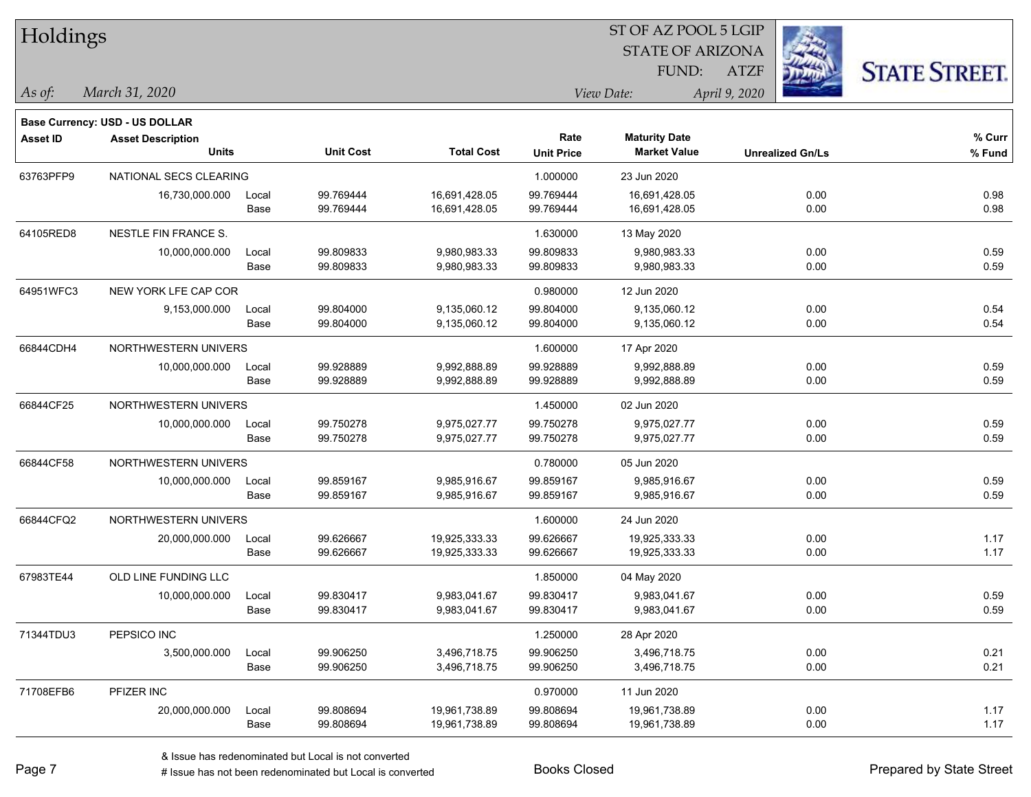# Holdings

ST OF AZ POOL 5 LGIP
STATE OF ARIZONA
FUND: ATZF

*As of:* *March 31, 2020*

*View Date:* *April 9, 2020*

**Base Currency: USD - US DOLLAR**

| Asset ID | Asset Description / Units | | Unit Cost | Total Cost | Rate / Unit Price | Maturity Date / Market Value | Unrealized Gn/Ls | % Curr / % Fund |
|---|---|---|---|---|---|---|---|---|
| 63763PFP9 | NATIONAL SECS CLEARING | | | | 1.000000 | 23 Jun 2020 | | |
| | 16,730,000.000 | Local | 99.769444 | 16,691,428.05 | 99.769444 | 16,691,428.05 | 0.00 | 0.98 |
| | | Base | 99.769444 | 16,691,428.05 | 99.769444 | 16,691,428.05 | 0.00 | 0.98 |
| 64105RED8 | NESTLE FIN FRANCE S. | | | | 1.630000 | 13 May 2020 | | |
| | 10,000,000.000 | Local | 99.809833 | 9,980,983.33 | 99.809833 | 9,980,983.33 | 0.00 | 0.59 |
| | | Base | 99.809833 | 9,980,983.33 | 99.809833 | 9,980,983.33 | 0.00 | 0.59 |
| 64951WFC3 | NEW YORK LFE CAP COR | | | | 0.980000 | 12 Jun 2020 | | |
| | 9,153,000.000 | Local | 99.804000 | 9,135,060.12 | 99.804000 | 9,135,060.12 | 0.00 | 0.54 |
| | | Base | 99.804000 | 9,135,060.12 | 99.804000 | 9,135,060.12 | 0.00 | 0.54 |
| 66844CDH4 | NORTHWESTERN UNIVERS | | | | 1.600000 | 17 Apr 2020 | | |
| | 10,000,000.000 | Local | 99.928889 | 9,992,888.89 | 99.928889 | 9,992,888.89 | 0.00 | 0.59 |
| | | Base | 99.928889 | 9,992,888.89 | 99.928889 | 9,992,888.89 | 0.00 | 0.59 |
| 66844CF25 | NORTHWESTERN UNIVERS | | | | 1.450000 | 02 Jun 2020 | | |
| | 10,000,000.000 | Local | 99.750278 | 9,975,027.77 | 99.750278 | 9,975,027.77 | 0.00 | 0.59 |
| | | Base | 99.750278 | 9,975,027.77 | 99.750278 | 9,975,027.77 | 0.00 | 0.59 |
| 66844CF58 | NORTHWESTERN UNIVERS | | | | 0.780000 | 05 Jun 2020 | | |
| | 10,000,000.000 | Local | 99.859167 | 9,985,916.67 | 99.859167 | 9,985,916.67 | 0.00 | 0.59 |
| | | Base | 99.859167 | 9,985,916.67 | 99.859167 | 9,985,916.67 | 0.00 | 0.59 |
| 66844CFQ2 | NORTHWESTERN UNIVERS | | | | 1.600000 | 24 Jun 2020 | | |
| | 20,000,000.000 | Local | 99.626667 | 19,925,333.33 | 99.626667 | 19,925,333.33 | 0.00 | 1.17 |
| | | Base | 99.626667 | 19,925,333.33 | 99.626667 | 19,925,333.33 | 0.00 | 1.17 |
| 67983TE44 | OLD LINE FUNDING LLC | | | | 1.850000 | 04 May 2020 | | |
| | 10,000,000.000 | Local | 99.830417 | 9,983,041.67 | 99.830417 | 9,983,041.67 | 0.00 | 0.59 |
| | | Base | 99.830417 | 9,983,041.67 | 99.830417 | 9,983,041.67 | 0.00 | 0.59 |
| 71344TDU3 | PEPSICO INC | | | | 1.250000 | 28 Apr 2020 | | |
| | 3,500,000.000 | Local | 99.906250 | 3,496,718.75 | 99.906250 | 3,496,718.75 | 0.00 | 0.21 |
| | | Base | 99.906250 | 3,496,718.75 | 99.906250 | 3,496,718.75 | 0.00 | 0.21 |
| 71708EFB6 | PFIZER INC | | | | 0.970000 | 11 Jun 2020 | | |
| | 20,000,000.000 | Local | 99.808694 | 19,961,738.89 | 99.808694 | 19,961,738.89 | 0.00 | 1.17 |
| | | Base | 99.808694 | 19,961,738.89 | 99.808694 | 19,961,738.89 | 0.00 | 1.17 |

& Issue has redenominated but Local is not converted

# Issue has not been redenominated but Local is converted

Books Closed

Prepared by State Street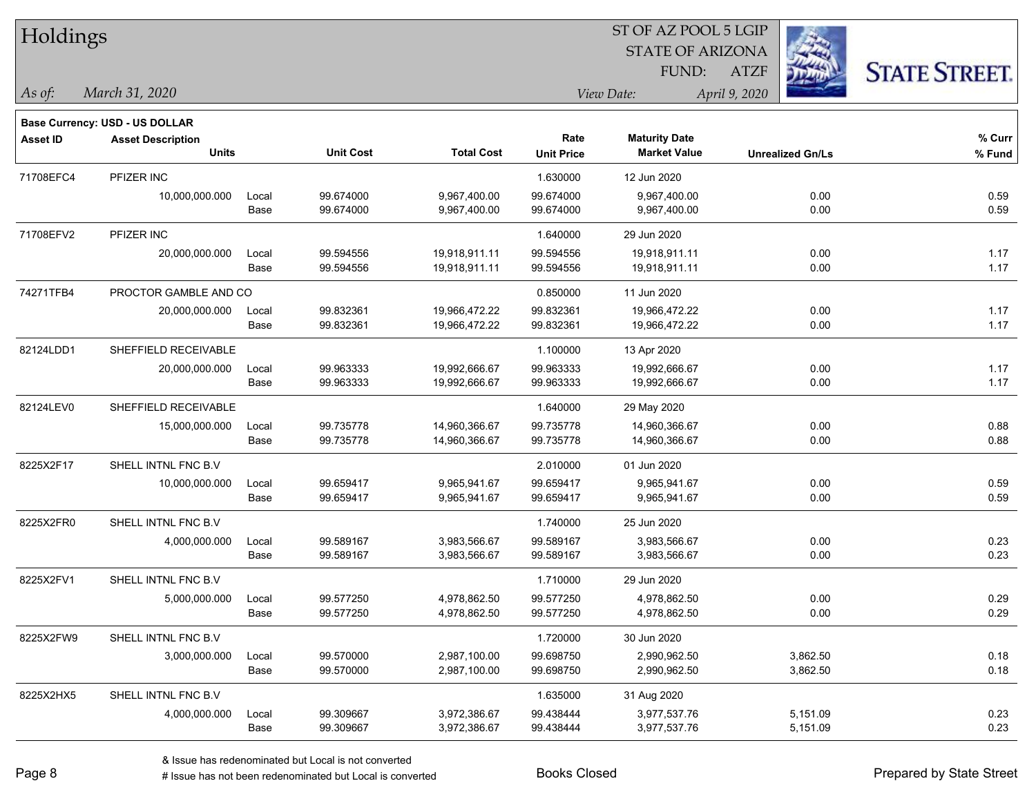# Holdings

ST OF AZ POOL 5 LGIP
STATE OF ARIZONA
FUND: ATZF

*As of: March 31, 2020*
*View Date: April 9, 2020*

**Base Currency: USD - US DOLLAR**

| Asset ID | Asset Description / Units | | Unit Cost | Total Cost | Rate / Unit Price | Maturity Date / Market Value | Unrealized Gn/Ls | % Curr / % Fund |
|---|---|---|---|---|---|---|---|---|
| 71708EFC4 | PFIZER INC | | | | 1.630000 | 12 Jun 2020 | | |
| | 10,000,000.000 | Local | 99.674000 | 9,967,400.00 | 99.674000 | 9,967,400.00 | 0.00 | 0.59 |
| | | Base | 99.674000 | 9,967,400.00 | 99.674000 | 9,967,400.00 | 0.00 | 0.59 |
| 71708EFV2 | PFIZER INC | | | | 1.640000 | 29 Jun 2020 | | |
| | 20,000,000.000 | Local | 99.594556 | 19,918,911.11 | 99.594556 | 19,918,911.11 | 0.00 | 1.17 |
| | | Base | 99.594556 | 19,918,911.11 | 99.594556 | 19,918,911.11 | 0.00 | 1.17 |
| 74271TFB4 | PROCTOR GAMBLE AND CO | | | | 0.850000 | 11 Jun 2020 | | |
| | 20,000,000.000 | Local | 99.832361 | 19,966,472.22 | 99.832361 | 19,966,472.22 | 0.00 | 1.17 |
| | | Base | 99.832361 | 19,966,472.22 | 99.832361 | 19,966,472.22 | 0.00 | 1.17 |
| 82124LDD1 | SHEFFIELD RECEIVABLE | | | | 1.100000 | 13 Apr 2020 | | |
| | 20,000,000.000 | Local | 99.963333 | 19,992,666.67 | 99.963333 | 19,992,666.67 | 0.00 | 1.17 |
| | | Base | 99.963333 | 19,992,666.67 | 99.963333 | 19,992,666.67 | 0.00 | 1.17 |
| 82124LEV0 | SHEFFIELD RECEIVABLE | | | | 1.640000 | 29 May 2020 | | |
| | 15,000,000.000 | Local | 99.735778 | 14,960,366.67 | 99.735778 | 14,960,366.67 | 0.00 | 0.88 |
| | | Base | 99.735778 | 14,960,366.67 | 99.735778 | 14,960,366.67 | 0.00 | 0.88 |
| 8225X2F17 | SHELL INTNL FNC B.V | | | | 2.010000 | 01 Jun 2020 | | |
| | 10,000,000.000 | Local | 99.659417 | 9,965,941.67 | 99.659417 | 9,965,941.67 | 0.00 | 0.59 |
| | | Base | 99.659417 | 9,965,941.67 | 99.659417 | 9,965,941.67 | 0.00 | 0.59 |
| 8225X2FR0 | SHELL INTNL FNC B.V | | | | 1.740000 | 25 Jun 2020 | | |
| | 4,000,000.000 | Local | 99.589167 | 3,983,566.67 | 99.589167 | 3,983,566.67 | 0.00 | 0.23 |
| | | Base | 99.589167 | 3,983,566.67 | 99.589167 | 3,983,566.67 | 0.00 | 0.23 |
| 8225X2FV1 | SHELL INTNL FNC B.V | | | | 1.710000 | 29 Jun 2020 | | |
| | 5,000,000.000 | Local | 99.577250 | 4,978,862.50 | 99.577250 | 4,978,862.50 | 0.00 | 0.29 |
| | | Base | 99.577250 | 4,978,862.50 | 99.577250 | 4,978,862.50 | 0.00 | 0.29 |
| 8225X2FW9 | SHELL INTNL FNC B.V | | | | 1.720000 | 30 Jun 2020 | | |
| | 3,000,000.000 | Local | 99.570000 | 2,987,100.00 | 99.698750 | 2,990,962.50 | 3,862.50 | 0.18 |
| | | Base | 99.570000 | 2,987,100.00 | 99.698750 | 2,990,962.50 | 3,862.50 | 0.18 |
| 8225X2HX5 | SHELL INTNL FNC B.V | | | | 1.635000 | 31 Aug 2020 | | |
| | 4,000,000.000 | Local | 99.309667 | 3,972,386.67 | 99.438444 | 3,977,537.76 | 5,151.09 | 0.23 |
| | | Base | 99.309667 | 3,972,386.67 | 99.438444 | 3,977,537.76 | 5,151.09 | 0.23 |

& Issue has redenominated but Local is not converted
# Issue has not been redenominated but Local is converted

Books Closed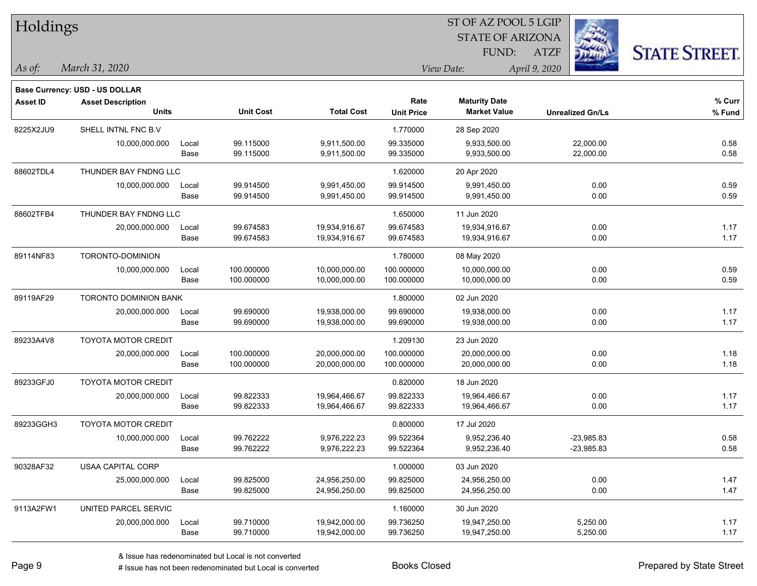# Holdings

ST OF AZ POOL 5 LGIP
STATE OF ARIZONA
FUND: ATZF

*As of:* *March 31, 2020*

*View Date:* *April 9, 2020*

**Base Currency: USD - US DOLLAR**

| Asset ID | Asset Description / Units | | Unit Cost | Total Cost | Rate / Unit Price | Maturity Date / Market Value | Unrealized Gn/Ls | % Curr / % Fund |
|---|---|---|---|---|---|---|---|---|
| 8225X2JU9 | SHELL INTNL FNC B.V | | | | 1.770000 | 28 Sep 2020 | | |
| | 10,000,000.000 | Local | 99.115000 | 9,911,500.00 | 99.335000 | 9,933,500.00 | 22,000.00 | 0.58 |
| | | Base | 99.115000 | 9,911,500.00 | 99.335000 | 9,933,500.00 | 22,000.00 | 0.58 |
| 88602TDL4 | THUNDER BAY FNDNG LLC | | | | 1.620000 | 20 Apr 2020 | | |
| | 10,000,000.000 | Local | 99.914500 | 9,991,450.00 | 99.914500 | 9,991,450.00 | 0.00 | 0.59 |
| | | Base | 99.914500 | 9,991,450.00 | 99.914500 | 9,991,450.00 | 0.00 | 0.59 |
| 88602TFB4 | THUNDER BAY FNDNG LLC | | | | 1.650000 | 11 Jun 2020 | | |
| | 20,000,000.000 | Local | 99.674583 | 19,934,916.67 | 99.674583 | 19,934,916.67 | 0.00 | 1.17 |
| | | Base | 99.674583 | 19,934,916.67 | 99.674583 | 19,934,916.67 | 0.00 | 1.17 |
| 89114NF83 | TORONTO-DOMINION | | | | 1.780000 | 08 May 2020 | | |
| | 10,000,000.000 | Local | 100.000000 | 10,000,000.00 | 100.000000 | 10,000,000.00 | 0.00 | 0.59 |
| | | Base | 100.000000 | 10,000,000.00 | 100.000000 | 10,000,000.00 | 0.00 | 0.59 |
| 89119AF29 | TORONTO DOMINION BANK | | | | 1.800000 | 02 Jun 2020 | | |
| | 20,000,000.000 | Local | 99.690000 | 19,938,000.00 | 99.690000 | 19,938,000.00 | 0.00 | 1.17 |
| | | Base | 99.690000 | 19,938,000.00 | 99.690000 | 19,938,000.00 | 0.00 | 1.17 |
| 89233A4V8 | TOYOTA MOTOR CREDIT | | | | 1.209130 | 23 Jun 2020 | | |
| | 20,000,000.000 | Local | 100.000000 | 20,000,000.00 | 100.000000 | 20,000,000.00 | 0.00 | 1.18 |
| | | Base | 100.000000 | 20,000,000.00 | 100.000000 | 20,000,000.00 | 0.00 | 1.18 |
| 89233GFJ0 | TOYOTA MOTOR CREDIT | | | | 0.820000 | 18 Jun 2020 | | |
| | 20,000,000.000 | Local | 99.822333 | 19,964,466.67 | 99.822333 | 19,964,466.67 | 0.00 | 1.17 |
| | | Base | 99.822333 | 19,964,466.67 | 99.822333 | 19,964,466.67 | 0.00 | 1.17 |
| 89233GGH3 | TOYOTA MOTOR CREDIT | | | | 0.800000 | 17 Jul 2020 | | |
| | 10,000,000.000 | Local | 99.762222 | 9,976,222.23 | 99.522364 | 9,952,236.40 | -23,985.83 | 0.58 |
| | | Base | 99.762222 | 9,976,222.23 | 99.522364 | 9,952,236.40 | -23,985.83 | 0.58 |
| 90328AF32 | USAA CAPITAL CORP | | | | 1.000000 | 03 Jun 2020 | | |
| | 25,000,000.000 | Local | 99.825000 | 24,956,250.00 | 99.825000 | 24,956,250.00 | 0.00 | 1.47 |
| | | Base | 99.825000 | 24,956,250.00 | 99.825000 | 24,956,250.00 | 0.00 | 1.47 |
| 9113A2FW1 | UNITED PARCEL SERVIC | | | | 1.160000 | 30 Jun 2020 | | |
| | 20,000,000.000 | Local | 99.710000 | 19,942,000.00 | 99.736250 | 19,947,250.00 | 5,250.00 | 1.17 |
| | | Base | 99.710000 | 19,942,000.00 | 99.736250 | 19,947,250.00 | 5,250.00 | 1.17 |

& Issue has redenominated but Local is not converted
# Issue has not been redenominated but Local is converted

Books Closed

Prepared by State Street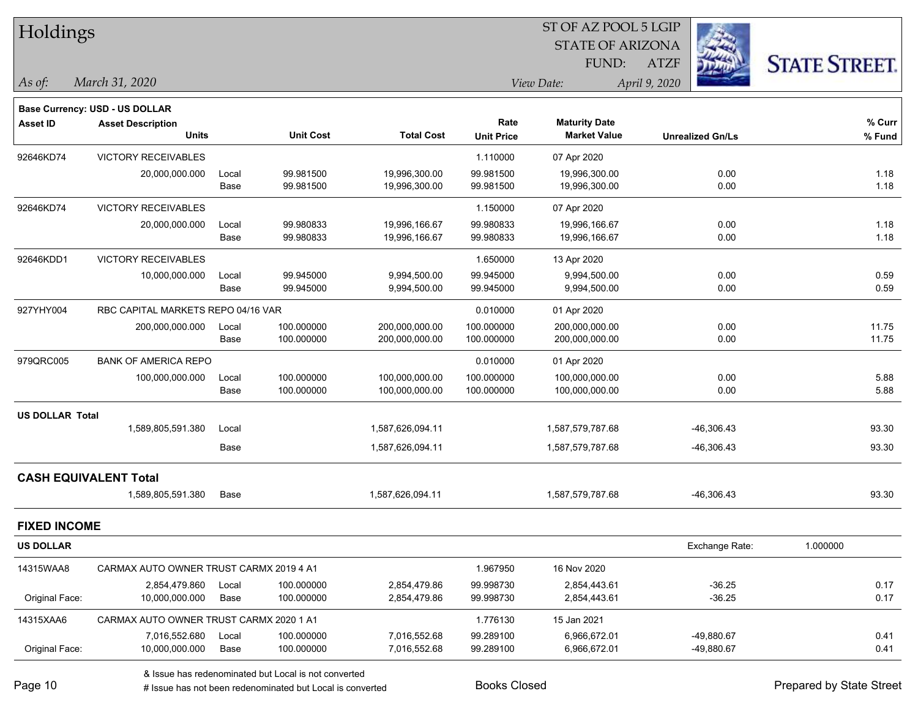# Holdings

ST OF AZ POOL 5 LGIP
STATE OF ARIZONA
FUND: ATZF

*As of:* *March 31, 2020*  *View Date:* *April 9, 2020*

**Base Currency: USD - US DOLLAR**

| Asset ID | Asset Description / Units | | Unit Cost | Total Cost | Rate / Unit Price | Maturity Date / Market Value | Unrealized Gn/Ls | % Curr / % Fund |
|---|---|---|---|---|---|---|---|---|
| 92646KD74 | VICTORY RECEIVABLES | | | | 1.110000 | 07 Apr 2020 | | |
| | 20,000,000.000 | Local | 99.981500 | 19,996,300.00 | 99.981500 | 19,996,300.00 | 0.00 | 1.18 |
| | | Base | 99.981500 | 19,996,300.00 | 99.981500 | 19,996,300.00 | 0.00 | 1.18 |
| 92646KD74 | VICTORY RECEIVABLES | | | | 1.150000 | 07 Apr 2020 | | |
| | 20,000,000.000 | Local | 99.980833 | 19,996,166.67 | 99.980833 | 19,996,166.67 | 0.00 | 1.18 |
| | | Base | 99.980833 | 19,996,166.67 | 99.980833 | 19,996,166.67 | 0.00 | 1.18 |
| 92646KDD1 | VICTORY RECEIVABLES | | | | 1.650000 | 13 Apr 2020 | | |
| | 10,000,000.000 | Local | 99.945000 | 9,994,500.00 | 99.945000 | 9,994,500.00 | 0.00 | 0.59 |
| | | Base | 99.945000 | 9,994,500.00 | 99.945000 | 9,994,500.00 | 0.00 | 0.59 |
| 927YHY004 | RBC CAPITAL MARKETS REPO 04/16 VAR | | | | 0.010000 | 01 Apr 2020 | | |
| | 200,000,000.000 | Local | 100.000000 | 200,000,000.00 | 100.000000 | 200,000,000.00 | 0.00 | 11.75 |
| | | Base | 100.000000 | 200,000,000.00 | 100.000000 | 200,000,000.00 | 0.00 | 11.75 |
| 979QRC005 | BANK OF AMERICA REPO | | | | 0.010000 | 01 Apr 2020 | | |
| | 100,000,000.000 | Local | 100.000000 | 100,000,000.00 | 100.000000 | 100,000,000.00 | 0.00 | 5.88 |
| | | Base | 100.000000 | 100,000,000.00 | 100.000000 | 100,000,000.00 | 0.00 | 5.88 |
| **US DOLLAR Total** | | | | | | | | |
| | 1,589,805,591.380 | Local | | 1,587,626,094.11 | | 1,587,579,787.68 | -46,306.43 | 93.30 |
| | | Base | | 1,587,626,094.11 | | 1,587,579,787.68 | -46,306.43 | 93.30 |
| **CASH EQUIVALENT Total** | | | | | | | | |
| | 1,589,805,591.380 | Base | | 1,587,626,094.11 | | 1,587,579,787.68 | -46,306.43 | 93.30 |

## FIXED INCOME

**US DOLLAR** Exchange Rate: 1.000000

| Asset ID | Asset Description / Units | | Unit Cost | Total Cost | Rate / Unit Price | Maturity Date / Market Value | Unrealized Gn/Ls | % Curr / % Fund |
|---|---|---|---|---|---|---|---|---|
| 14315WAA8 | CARMAX AUTO OWNER TRUST CARMX 2019 4 A1 | | | | 1.967950 | 16 Nov 2020 | | |
| | 2,854,479.860 | Local | 100.000000 | 2,854,479.86 | 99.998730 | 2,854,443.61 | -36.25 | 0.17 |
| Original Face: | 10,000,000.000 | Base | 100.000000 | 2,854,479.86 | 99.998730 | 2,854,443.61 | -36.25 | 0.17 |
| 14315XAA6 | CARMAX AUTO OWNER TRUST CARMX 2020 1 A1 | | | | 1.776130 | 15 Jan 2021 | | |
| | 7,016,552.680 | Local | 100.000000 | 7,016,552.68 | 99.289100 | 6,966,672.01 | -49,880.67 | 0.41 |
| Original Face: | 10,000,000.000 | Base | 100.000000 | 7,016,552.68 | 99.289100 | 6,966,672.01 | -49,880.67 | 0.41 |

& Issue has redenominated but Local is not converted
# Issue has not been redenominated but Local is converted

Books Closed

Prepared by State Street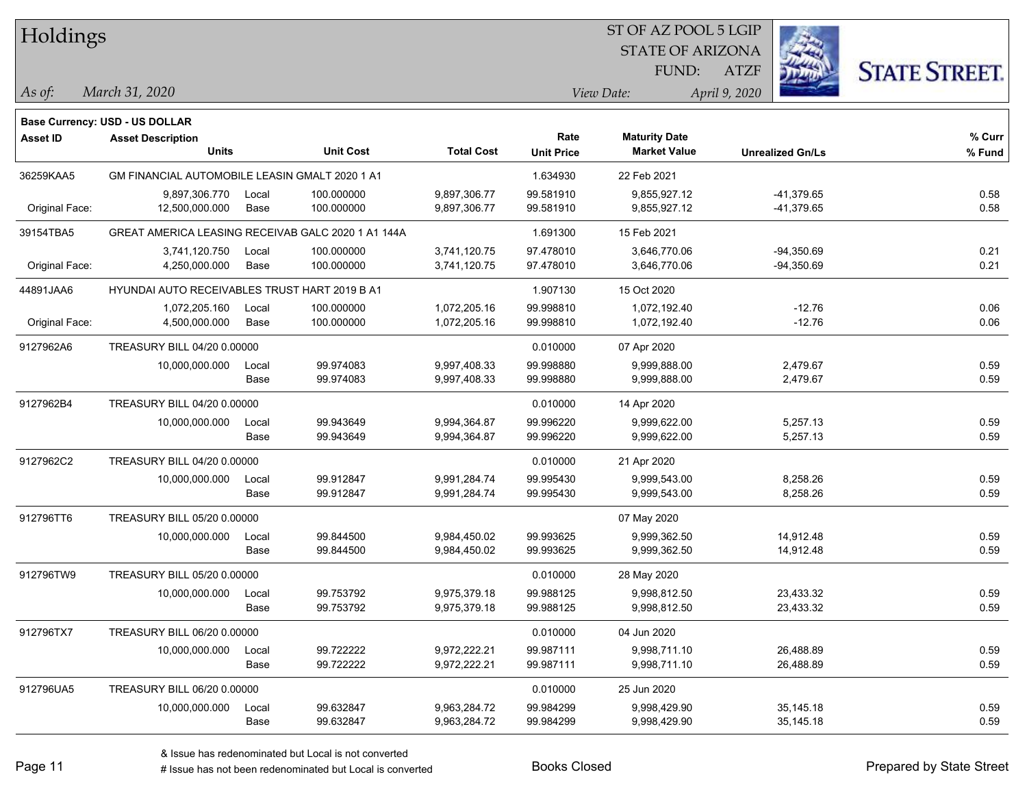# Holdings

ST OF AZ POOL 5 LGIP
STATE OF ARIZONA
FUND: ATZF

*As of:* *March 31, 2020*

*View Date:* *April 9, 2020*

**Base Currency: USD - US DOLLAR**

| Asset ID | Asset Description / Units | | Unit Cost | Total Cost | Rate / Unit Price | Maturity Date / Market Value | Unrealized Gn/Ls | % Curr / % Fund |
|---|---|---|---|---|---|---|---|---|
| 36259KAA5 | GM FINANCIAL AUTOMOBILE LEASIN GMALT 2020 1 A1 | | | | 1.634930 | 22 Feb 2021 | | |
| | 9,897,306.770 | Local | 100.000000 | 9,897,306.77 | 99.581910 | 9,855,927.12 | -41,379.65 | 0.58 |
| Original Face: | 12,500,000.000 | Base | 100.000000 | 9,897,306.77 | 99.581910 | 9,855,927.12 | -41,379.65 | 0.58 |
| 39154TBA5 | GREAT AMERICA LEASING RECEIVAB GALC 2020 1 A1 144A | | | | 1.691300 | 15 Feb 2021 | | |
| | 3,741,120.750 | Local | 100.000000 | 3,741,120.75 | 97.478010 | 3,646,770.06 | -94,350.69 | 0.21 |
| Original Face: | 4,250,000.000 | Base | 100.000000 | 3,741,120.75 | 97.478010 | 3,646,770.06 | -94,350.69 | 0.21 |
| 44891JAA6 | HYUNDAI AUTO RECEIVABLES TRUST HART 2019 B A1 | | | | 1.907130 | 15 Oct 2020 | | |
| | 1,072,205.160 | Local | 100.000000 | 1,072,205.16 | 99.998810 | 1,072,192.40 | -12.76 | 0.06 |
| Original Face: | 4,500,000.000 | Base | 100.000000 | 1,072,205.16 | 99.998810 | 1,072,192.40 | -12.76 | 0.06 |
| 9127962A6 | TREASURY BILL 04/20 0.00000 | | | | 0.010000 | 07 Apr 2020 | | |
| | 10,000,000.000 | Local | 99.974083 | 9,997,408.33 | 99.998880 | 9,999,888.00 | 2,479.67 | 0.59 |
| | | Base | 99.974083 | 9,997,408.33 | 99.998880 | 9,999,888.00 | 2,479.67 | 0.59 |
| 9127962B4 | TREASURY BILL 04/20 0.00000 | | | | 0.010000 | 14 Apr 2020 | | |
| | 10,000,000.000 | Local | 99.943649 | 9,994,364.87 | 99.996220 | 9,999,622.00 | 5,257.13 | 0.59 |
| | | Base | 99.943649 | 9,994,364.87 | 99.996220 | 9,999,622.00 | 5,257.13 | 0.59 |
| 9127962C2 | TREASURY BILL 04/20 0.00000 | | | | 0.010000 | 21 Apr 2020 | | |
| | 10,000,000.000 | Local | 99.912847 | 9,991,284.74 | 99.995430 | 9,999,543.00 | 8,258.26 | 0.59 |
| | | Base | 99.912847 | 9,991,284.74 | 99.995430 | 9,999,543.00 | 8,258.26 | 0.59 |
| 912796TT6 | TREASURY BILL 05/20 0.00000 | | | | | 07 May 2020 | | |
| | 10,000,000.000 | Local | 99.844500 | 9,984,450.02 | 99.993625 | 9,999,362.50 | 14,912.48 | 0.59 |
| | | Base | 99.844500 | 9,984,450.02 | 99.993625 | 9,999,362.50 | 14,912.48 | 0.59 |
| 912796TW9 | TREASURY BILL 05/20 0.00000 | | | | 0.010000 | 28 May 2020 | | |
| | 10,000,000.000 | Local | 99.753792 | 9,975,379.18 | 99.988125 | 9,998,812.50 | 23,433.32 | 0.59 |
| | | Base | 99.753792 | 9,975,379.18 | 99.988125 | 9,998,812.50 | 23,433.32 | 0.59 |
| 912796TX7 | TREASURY BILL 06/20 0.00000 | | | | 0.010000 | 04 Jun 2020 | | |
| | 10,000,000.000 | Local | 99.722222 | 9,972,222.21 | 99.987111 | 9,998,711.10 | 26,488.89 | 0.59 |
| | | Base | 99.722222 | 9,972,222.21 | 99.987111 | 9,998,711.10 | 26,488.89 | 0.59 |
| 912796UA5 | TREASURY BILL 06/20 0.00000 | | | | 0.010000 | 25 Jun 2020 | | |
| | 10,000,000.000 | Local | 99.632847 | 9,963,284.72 | 99.984299 | 9,998,429.90 | 35,145.18 | 0.59 |
| | | Base | 99.632847 | 9,963,284.72 | 99.984299 | 9,998,429.90 | 35,145.18 | 0.59 |

& Issue has redenominated but Local is not converted
# Issue has not been redenominated but Local is converted

Books Closed

Prepared by State Street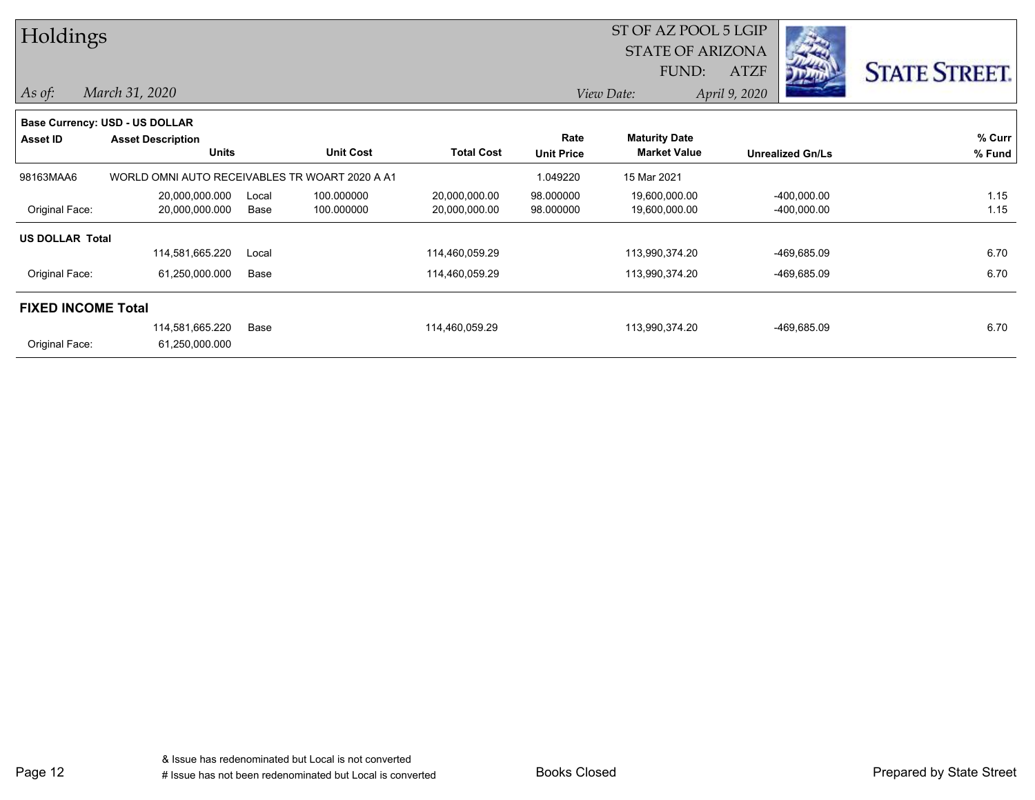# Holdings

ST OF AZ POOL 5 LGIP
STATE OF ARIZONA
FUND: ATZF

*As of:* *March 31, 2020*

*View Date:* *April 9, 2020*

STATE STREET.

**Base Currency: USD - US DOLLAR**

| Asset ID | Asset Description / Units | | Unit Cost | Total Cost | Rate / Unit Price | Maturity Date / Market Value | Unrealized Gn/Ls | % Curr / % Fund |
|---|---|---|---|---|---|---|---|---|
| 98163MAA6 | WORLD OMNI AUTO RECEIVABLES TR WOART 2020 A A1 | | | | 1.049220 | 15 Mar 2021 | | |
| | 20,000,000.000 | Local | 100.000000 | 20,000,000.00 | 98.000000 | 19,600,000.00 | -400,000.00 | 1.15 |
| Original Face: | 20,000,000.000 | Base | 100.000000 | 20,000,000.00 | 98.000000 | 19,600,000.00 | -400,000.00 | 1.15 |
| **US DOLLAR Total** | | | | | | | | |
| | 114,581,665.220 | Local | | 114,460,059.29 | | 113,990,374.20 | -469,685.09 | 6.70 |
| Original Face: | 61,250,000.000 | Base | | 114,460,059.29 | | 113,990,374.20 | -469,685.09 | 6.70 |
| **FIXED INCOME Total** | | | | | | | | |
| | 114,581,665.220 | Base | | 114,460,059.29 | | 113,990,374.20 | -469,685.09 | 6.70 |
| Original Face: | 61,250,000.000 | | | | | | | |

& Issue has redenominated but Local is not converted
# Issue has not been redenominated but Local is converted

Books Closed

Prepared by State Street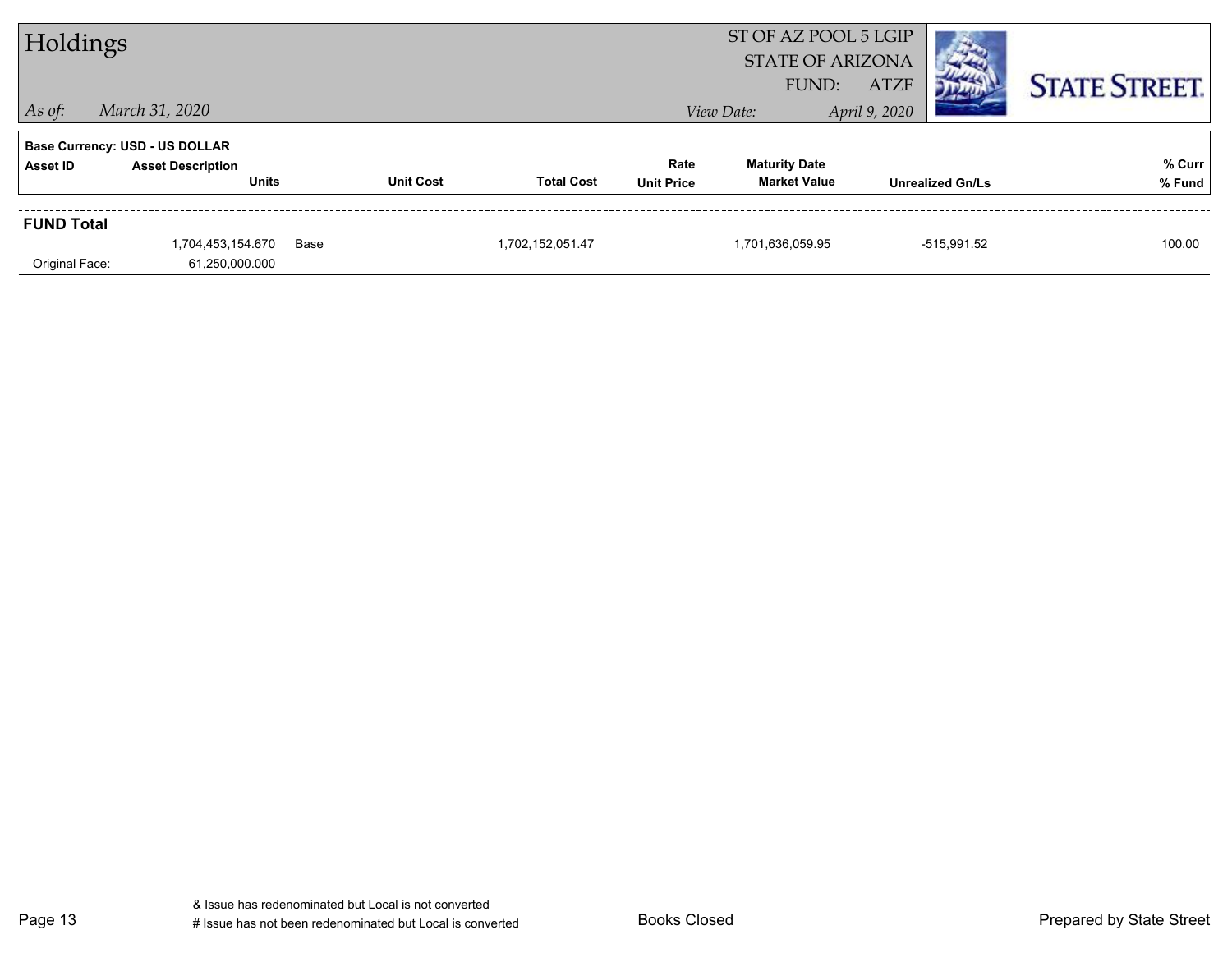# Holdings

ST OF AZ POOL 5 LGIP
STATE OF ARIZONA
FUND: ATZF

*As of:* *March 31, 2020*
*View Date:* *April 9, 2020*

**STATE STREET.**

**Base Currency: USD - US DOLLAR**

| Asset ID | Asset Description / Units | | Unit Cost | Total Cost | Rate / Unit Price | Maturity Date / Market Value | Unrealized Gn/Ls | % Curr / % Fund |
|---|---|---|---|---|---|---|---|---|
| **FUND Total** | | | | | | | | |
| | 1,704,453,154.670 | Base | | 1,702,152,051.47 | | 1,701,636,059.95 | -515,991.52 | 100.00 |
| Original Face: | 61,250,000.000 | | | | | | | |

& Issue has redenominated but Local is not converted
# Issue has not been redenominated but Local is converted

Books Closed

Prepared by State Street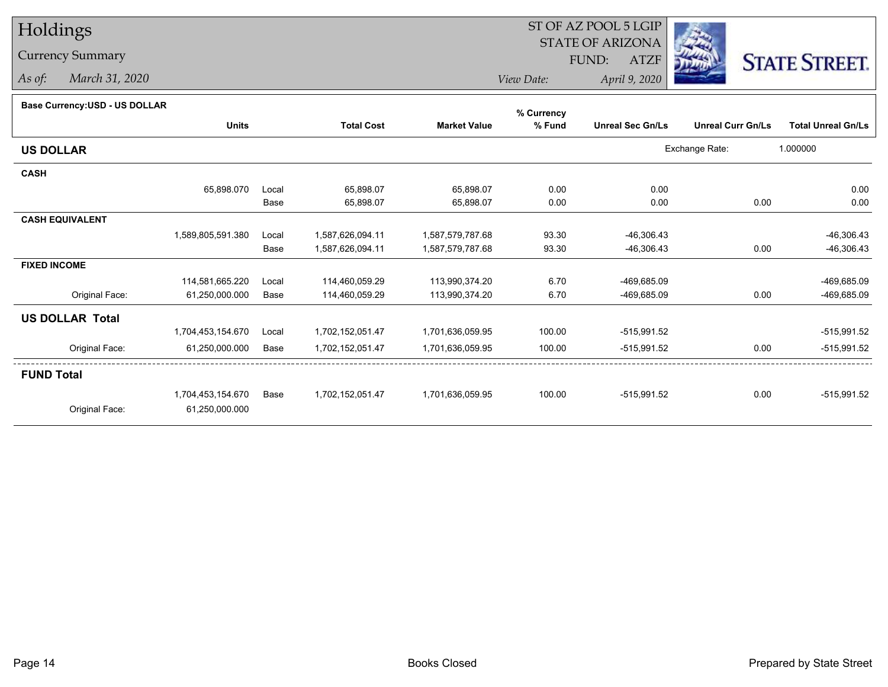# Holdings

## Currency Summary

*As of:* March 31, 2020

ST OF AZ POOL 5 LGIP
STATE OF ARIZONA
FUND: ATZF

*View Date:* April 9, 2020

**Base Currency:USD - US DOLLAR**

| | Units | | Total Cost | Market Value | % Currency % Fund | Unreal Sec Gn/Ls | Unreal Curr Gn/Ls | Total Unreal Gn/Ls |
|---|---|---|---|---|---|---|---|---|
| **US DOLLAR** | | | | | | Exchange Rate: | 1.000000 | |
| **CASH** | | | | | | | | |
| | 65,898.070 | Local | 65,898.07 | 65,898.07 | 0.00 | 0.00 | | 0.00 |
| | | Base | 65,898.07 | 65,898.07 | 0.00 | 0.00 | 0.00 | 0.00 |
| **CASH EQUIVALENT** | | | | | | | | |
| | 1,589,805,591.380 | Local | 1,587,626,094.11 | 1,587,579,787.68 | 93.30 | -46,306.43 | | -46,306.43 |
| | | Base | 1,587,626,094.11 | 1,587,579,787.68 | 93.30 | -46,306.43 | 0.00 | -46,306.43 |
| **FIXED INCOME** | | | | | | | | |
| | 114,581,665.220 | Local | 114,460,059.29 | 113,990,374.20 | 6.70 | -469,685.09 | | -469,685.09 |
| Original Face: | 61,250,000.000 | Base | 114,460,059.29 | 113,990,374.20 | 6.70 | -469,685.09 | 0.00 | -469,685.09 |
| **US DOLLAR Total** | | | | | | | | |
| | 1,704,453,154.670 | Local | 1,702,152,051.47 | 1,701,636,059.95 | 100.00 | -515,991.52 | | -515,991.52 |
| Original Face: | 61,250,000.000 | Base | 1,702,152,051.47 | 1,701,636,059.95 | 100.00 | -515,991.52 | 0.00 | -515,991.52 |
| **FUND Total** | | | | | | | | |
| | 1,704,453,154.670 | Base | 1,702,152,051.47 | 1,701,636,059.95 | 100.00 | -515,991.52 | 0.00 | -515,991.52 |
| Original Face: | 61,250,000.000 | | | | | | | |

Books Closed

Prepared by State Street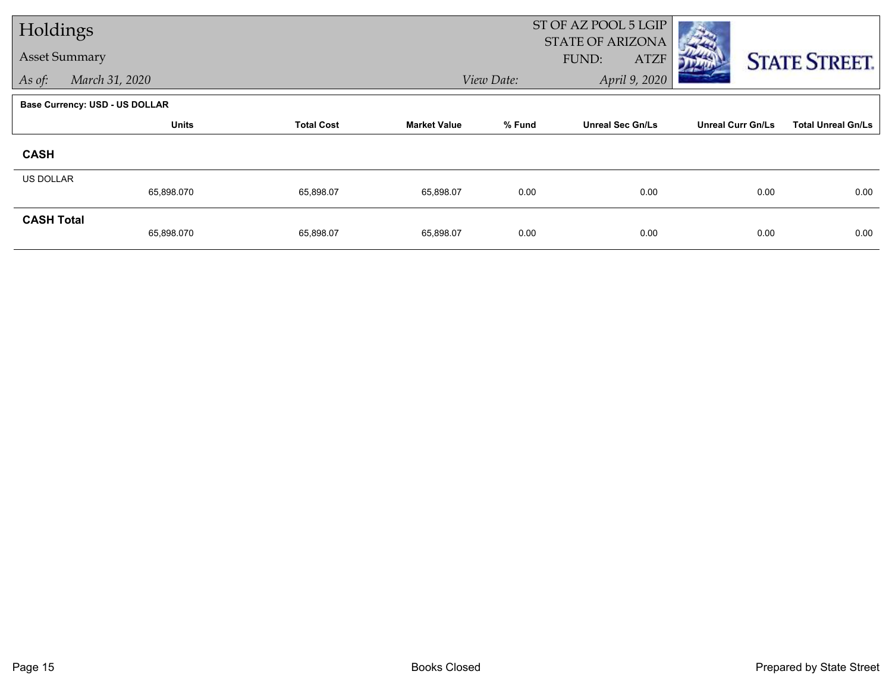# Holdings

## Asset Summary

*As of:* *March 31, 2020*

ST OF AZ POOL 5 LGIP
STATE OF ARIZONA
FUND: ATZF

*View Date:* *April 9, 2020*

**Base Currency: USD - US DOLLAR**

| | Units | Total Cost | Market Value | % Fund | Unreal Sec Gn/Ls | Unreal Curr Gn/Ls | Total Unreal Gn/Ls |
|---|---|---|---|---|---|---|---|
| **CASH** | | | | | | | |
| US DOLLAR | 65,898.070 | 65,898.07 | 65,898.07 | 0.00 | 0.00 | 0.00 | 0.00 |
| **CASH Total** | 65,898.070 | 65,898.07 | 65,898.07 | 0.00 | 0.00 | 0.00 | 0.00 |

Books Closed

Prepared by State Street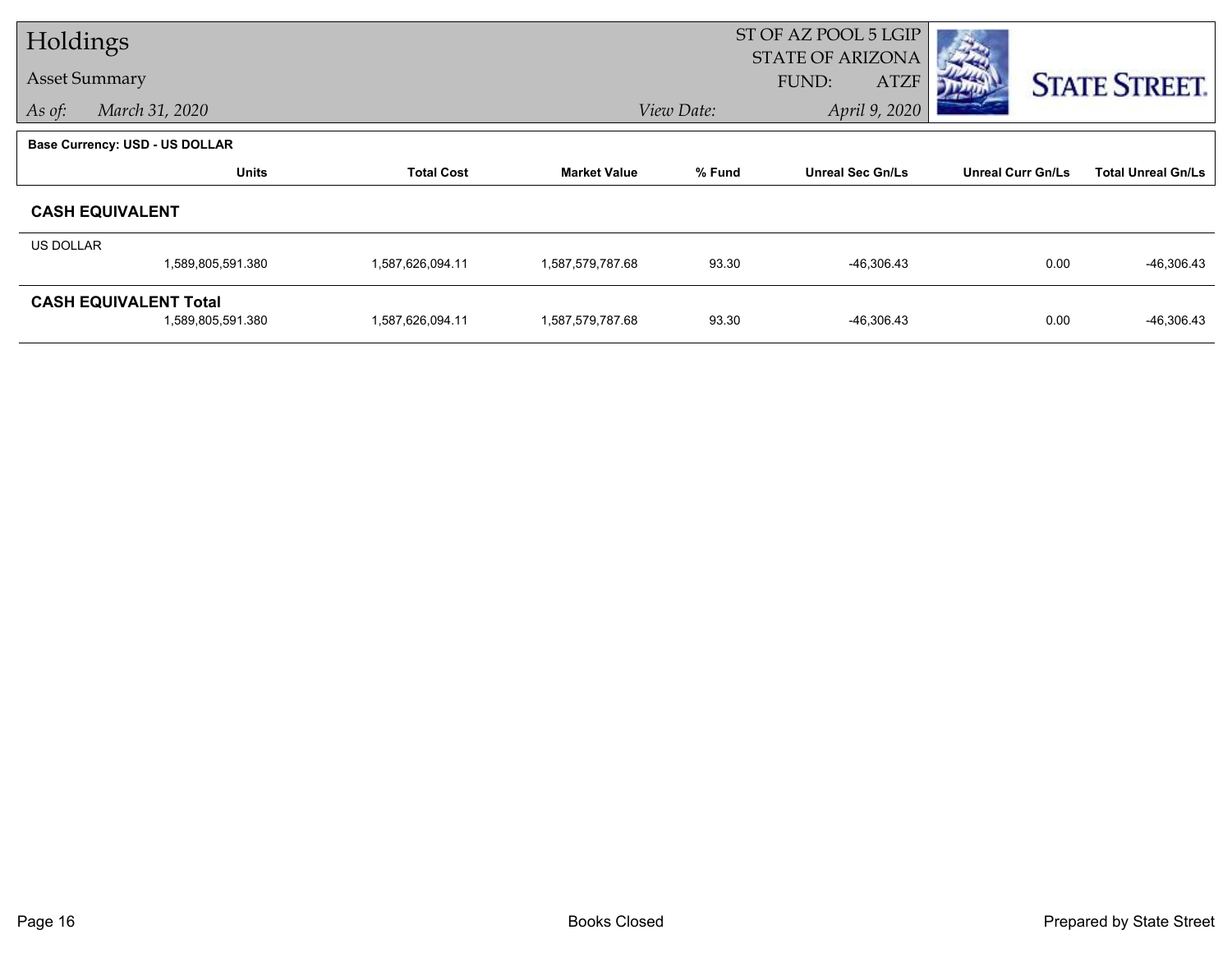# Holdings

## Asset Summary

*As of:* *March 31, 2020*

ST OF AZ POOL 5 LGIP
STATE OF ARIZONA
FUND: ATZF

*View Date:* *April 9, 2020*

**Base Currency: USD - US DOLLAR**

| | Units | Total Cost | Market Value | % Fund | Unreal Sec Gn/Ls | Unreal Curr Gn/Ls | Total Unreal Gn/Ls |
|---|---|---|---|---|---|---|---|
| **CASH EQUIVALENT** | | | | | | | |
| US DOLLAR | | | | | | | |
| | 1,589,805,591.380 | 1,587,626,094.11 | 1,587,579,787.68 | 93.30 | -46,306.43 | 0.00 | -46,306.43 |
| **CASH EQUIVALENT Total** | | | | | | | |
| | 1,589,805,591.380 | 1,587,626,094.11 | 1,587,579,787.68 | 93.30 | -46,306.43 | 0.00 | -46,306.43 |

Books Closed

Prepared by State Street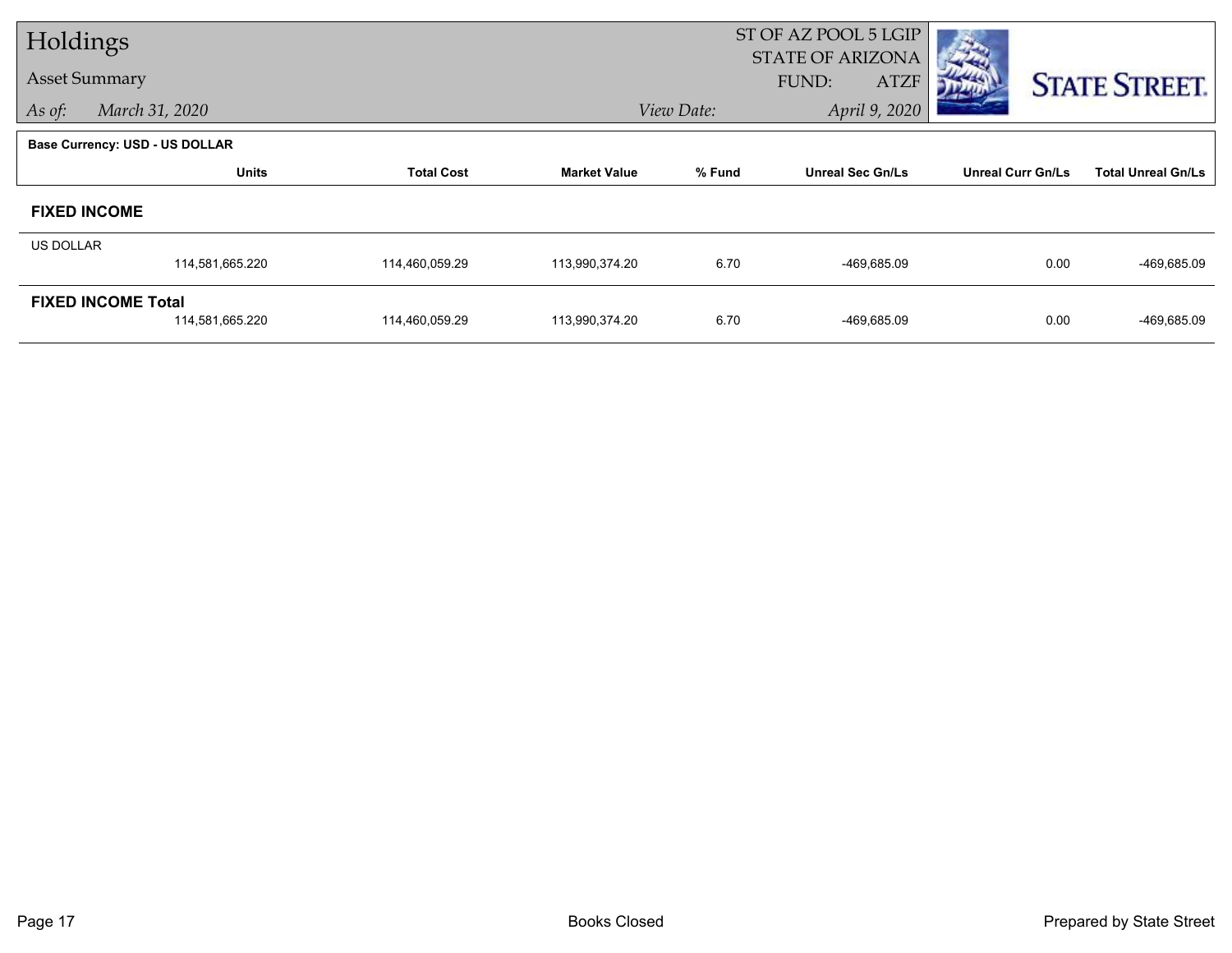# Holdings

## Asset Summary

*As of:* March 31, 2020

ST OF AZ POOL 5 LGIP
STATE OF ARIZONA
FUND: ATZF

*View Date:* April 9, 2020

**Base Currency: USD - US DOLLAR**

| | Units | Total Cost | Market Value | % Fund | Unreal Sec Gn/Ls | Unreal Curr Gn/Ls | Total Unreal Gn/Ls |
|---|---|---|---|---|---|---|---|
| **FIXED INCOME** | | | | | | | |
| US DOLLAR | 114,581,665.220 | 114,460,059.29 | 113,990,374.20 | 6.70 | -469,685.09 | 0.00 | -469,685.09 |
| **FIXED INCOME Total** | 114,581,665.220 | 114,460,059.29 | 113,990,374.20 | 6.70 | -469,685.09 | 0.00 | -469,685.09 |

Books Closed

Prepared by State Street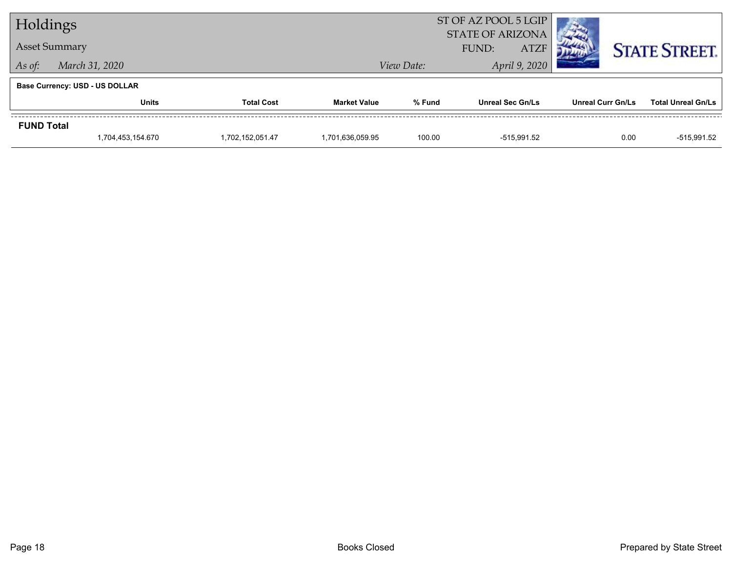# Holdings

## Asset Summary

*As of:* *March 31, 2020*

ST OF AZ POOL 5 LGIP
STATE OF ARIZONA
FUND: ATZF

*View Date:* *April 9, 2020*

STATE STREET.

**Base Currency: USD - US DOLLAR**

| | Units | Total Cost | Market Value | % Fund | Unreal Sec Gn/Ls | Unreal Curr Gn/Ls | Total Unreal Gn/Ls |
|---|---|---|---|---|---|---|---|
| **FUND Total** | | | | | | | |
| | 1,704,453,154.670 | 1,702,152,051.47 | 1,701,636,059.95 | 100.00 | -515,991.52 | 0.00 | -515,991.52 |

Books Closed

Prepared by State Street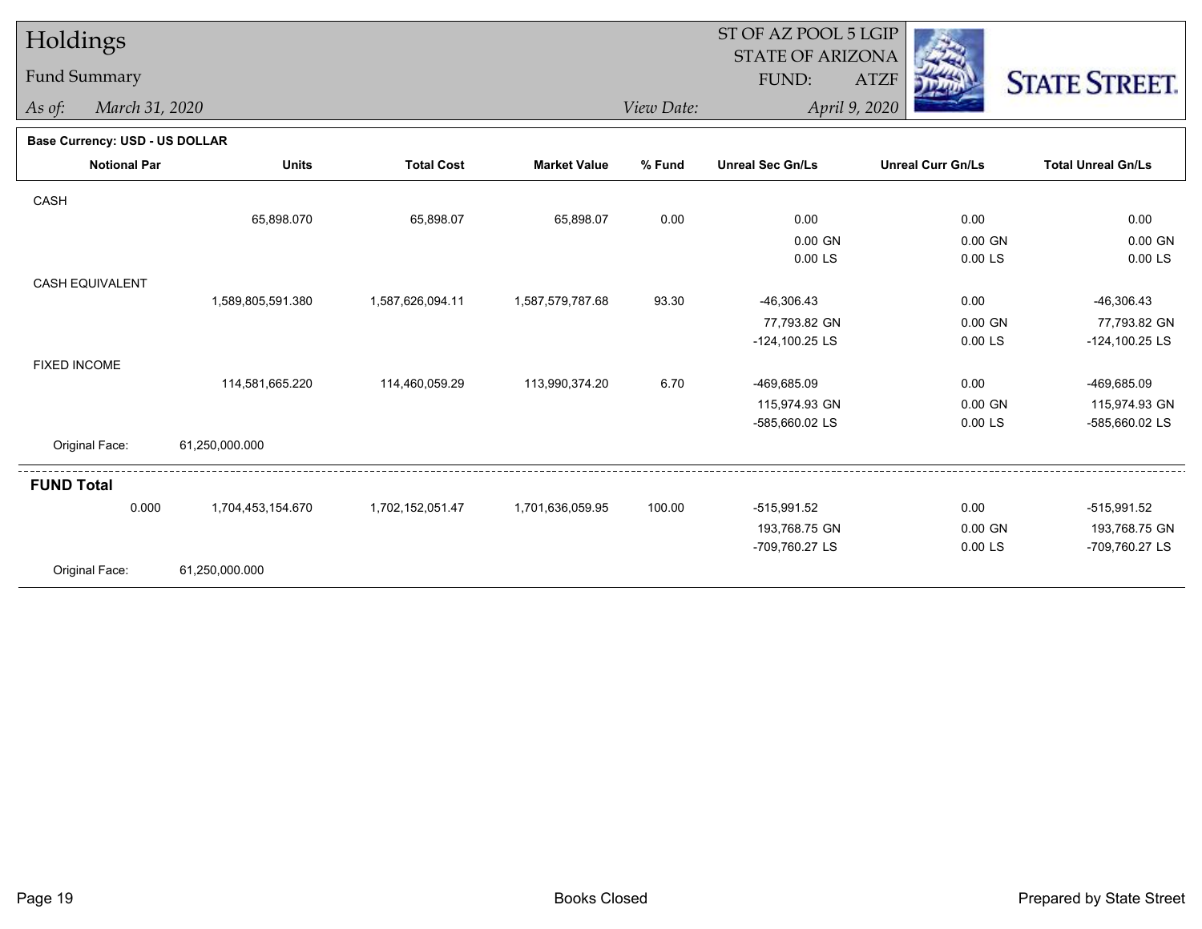# Holdings

## Fund Summary

*As of:* *March 31, 2020*

ST OF AZ POOL 5 LGIP
STATE OF ARIZONA
FUND: ATZF

*View Date:* *April 9, 2020*

STATE STREET.

**Base Currency: USD - US DOLLAR**

| Notional Par | Units | Total Cost | Market Value | % Fund | Unreal Sec Gn/Ls | Unreal Curr Gn/Ls | Total Unreal Gn/Ls |
|---|---|---|---|---|---|---|---|
| CASH | | | | | | | |
| | 65,898.070 | 65,898.07 | 65,898.07 | 0.00 | 0.00 | 0.00 | 0.00 |
| | | | | | 0.00 GN | 0.00 GN | 0.00 GN |
| | | | | | 0.00 LS | 0.00 LS | 0.00 LS |
| CASH EQUIVALENT | | | | | | | |
| | 1,589,805,591.380 | 1,587,626,094.11 | 1,587,579,787.68 | 93.30 | -46,306.43 | 0.00 | -46,306.43 |
| | | | | | 77,793.82 GN | 0.00 GN | 77,793.82 GN |
| | | | | | -124,100.25 LS | 0.00 LS | -124,100.25 LS |
| FIXED INCOME | | | | | | | |
| | 114,581,665.220 | 114,460,059.29 | 113,990,374.20 | 6.70 | -469,685.09 | 0.00 | -469,685.09 |
| | | | | | 115,974.93 GN | 0.00 GN | 115,974.93 GN |
| | | | | | -585,660.02 LS | 0.00 LS | -585,660.02 LS |
| Original Face: | 61,250,000.000 | | | | | | |
| **FUND Total** | | | | | | | |
| 0.000 | 1,704,453,154.670 | 1,702,152,051.47 | 1,701,636,059.95 | 100.00 | -515,991.52 | 0.00 | -515,991.52 |
| | | | | | 193,768.75 GN | 0.00 GN | 193,768.75 GN |
| | | | | | -709,760.27 LS | 0.00 LS | -709,760.27 LS |
| Original Face: | 61,250,000.000 | | | | | | |

Books Closed

Prepared by State Street